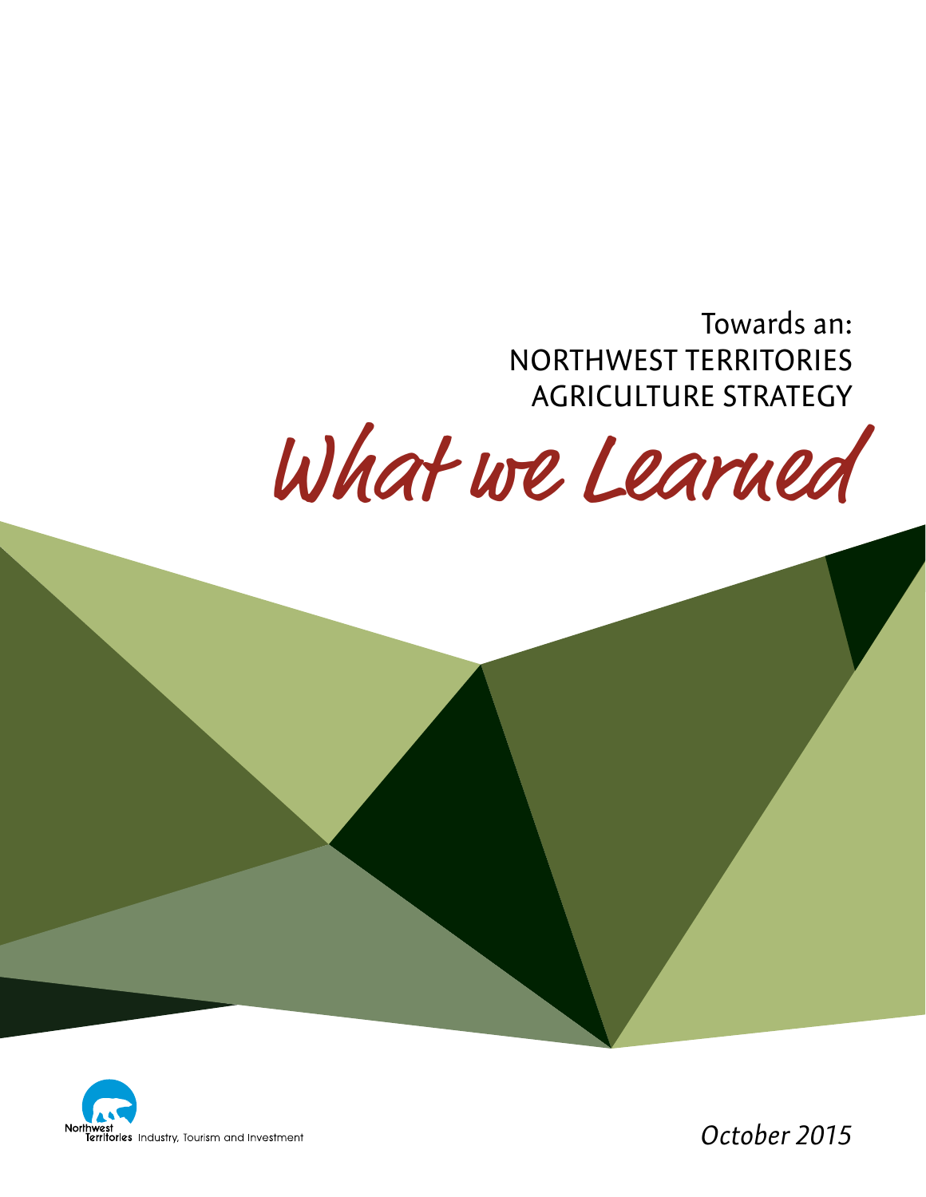Towards an:

# NORTHWEST TERRITORIES AGRICULTURE STRATEGY

# What we Learned

Northwest Territories Industry, Tourism and Investment

*October 2015*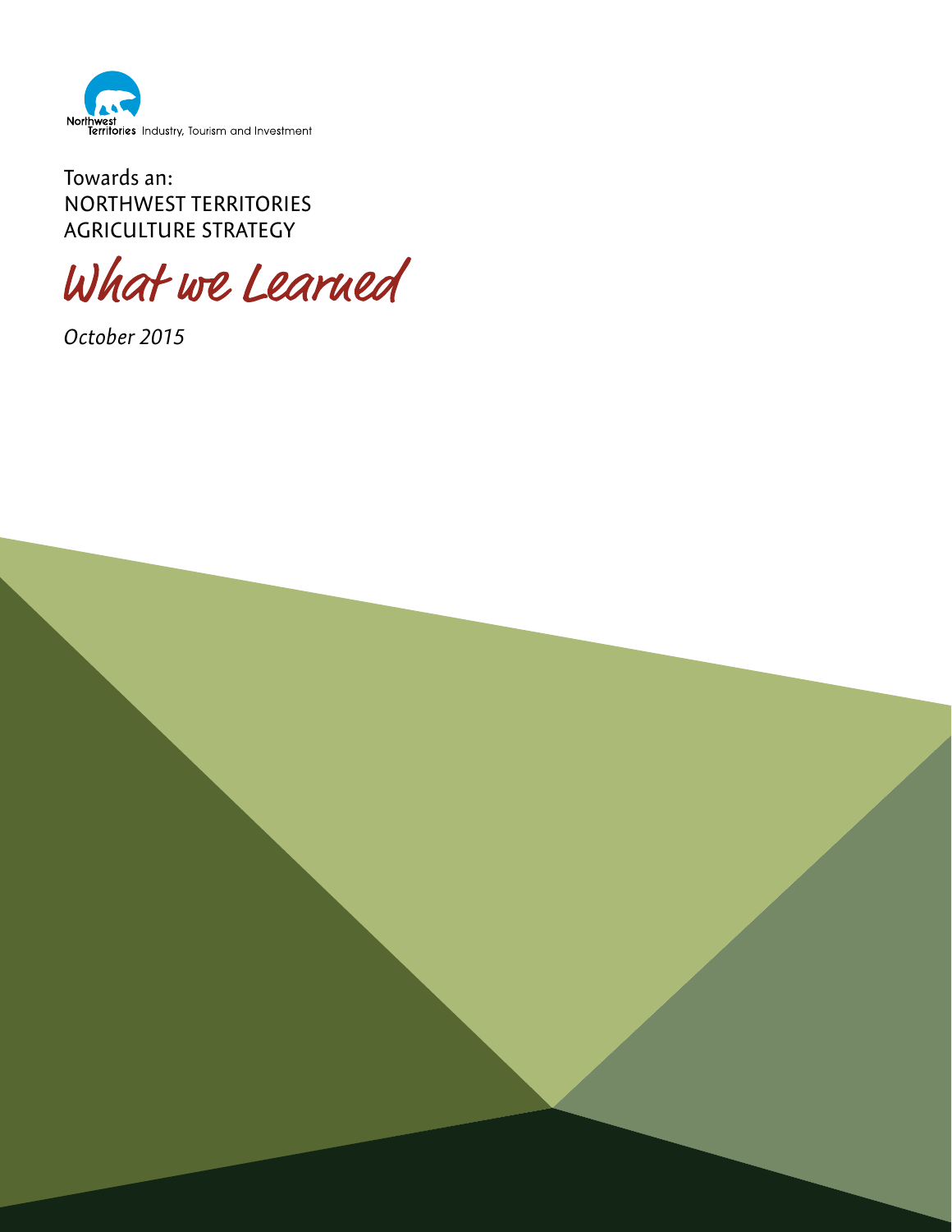Northwest Territories Industry, Tourism and Investment

Towards an:
NORTHWEST TERRITORIES
AGRICULTURE STRATEGY

# What we Learned

*October 2015*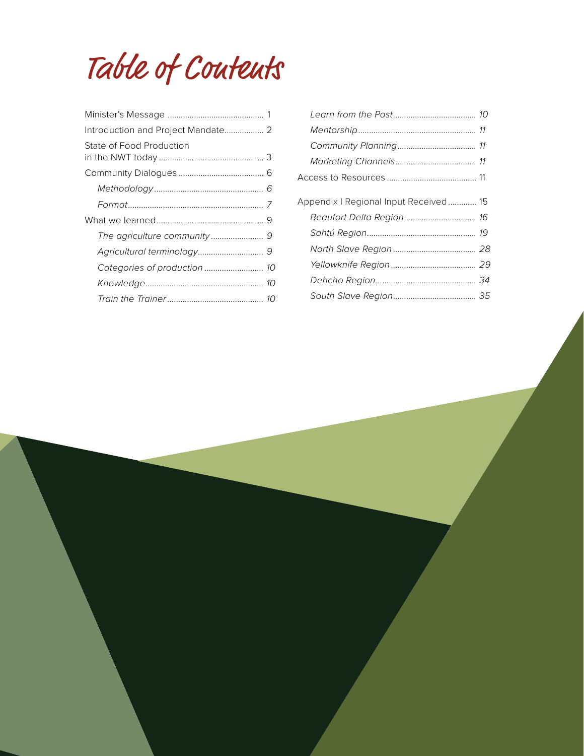# Table of Contents

Minister's Message ........................................... 1

Introduction and Project Mandate.................. 2

State of Food Production in the NWT today ............................................... 3

Community Dialogues ...................................... 6

*Methodology* .................................................. 6

*Format* .............................................................. 7

What we learned................................................. 9

*The agriculture community* ........................ 9

*Agricultural terminology*.............................. 9

*Categories of production* ........................... 10

*Knowledge*...................................................... 10

*Train the Trainer* ............................................ 10

*Learn from the Past*...................................... 10

*Mentorship*...................................................... 11

*Community Planning*.................................... 11

*Marketing Channels*..................................... 11

Access to Resources ......................................... 11

Appendix | Regional Input Received............. 15

*Beaufort Delta Region*................................. 16

*Sahtú Region*.................................................. 19

*North Slave Region* ...................................... 28

*Yellowknife Region* ....................................... 29

*Dehcho Region*.............................................. 34

*South Slave Region*...................................... 35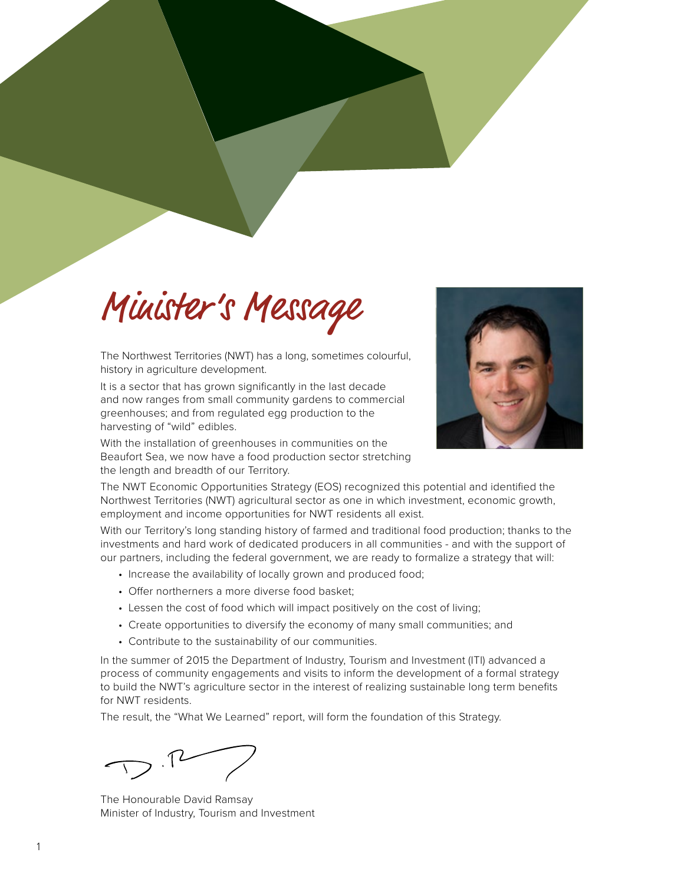# Minister's Message

The Northwest Territories (NWT) has a long, sometimes colourful, history in agriculture development.

It is a sector that has grown significantly in the last decade and now ranges from small community gardens to commercial greenhouses; and from regulated egg production to the harvesting of "wild" edibles.

With the installation of greenhouses in communities on the Beaufort Sea, we now have a food production sector stretching the length and breadth of our Territory.

The NWT Economic Opportunities Strategy (EOS) recognized this potential and identified the Northwest Territories (NWT) agricultural sector as one in which investment, economic growth, employment and income opportunities for NWT residents all exist.

With our Territory's long standing history of farmed and traditional food production; thanks to the investments and hard work of dedicated producers in all communities - and with the support of our partners, including the federal government, we are ready to formalize a strategy that will:

- Increase the availability of locally grown and produced food;
- Offer northerners a more diverse food basket;
- Lessen the cost of food which will impact positively on the cost of living;
- Create opportunities to diversify the economy of many small communities; and
- Contribute to the sustainability of our communities.

In the summer of 2015 the Department of Industry, Tourism and Investment (ITI) advanced a process of community engagements and visits to inform the development of a formal strategy to build the NWT's agriculture sector in the interest of realizing sustainable long term benefits for NWT residents.

The result, the "What We Learned" report, will form the foundation of this Strategy.

The Honourable David Ramsay
Minister of Industry, Tourism and Investment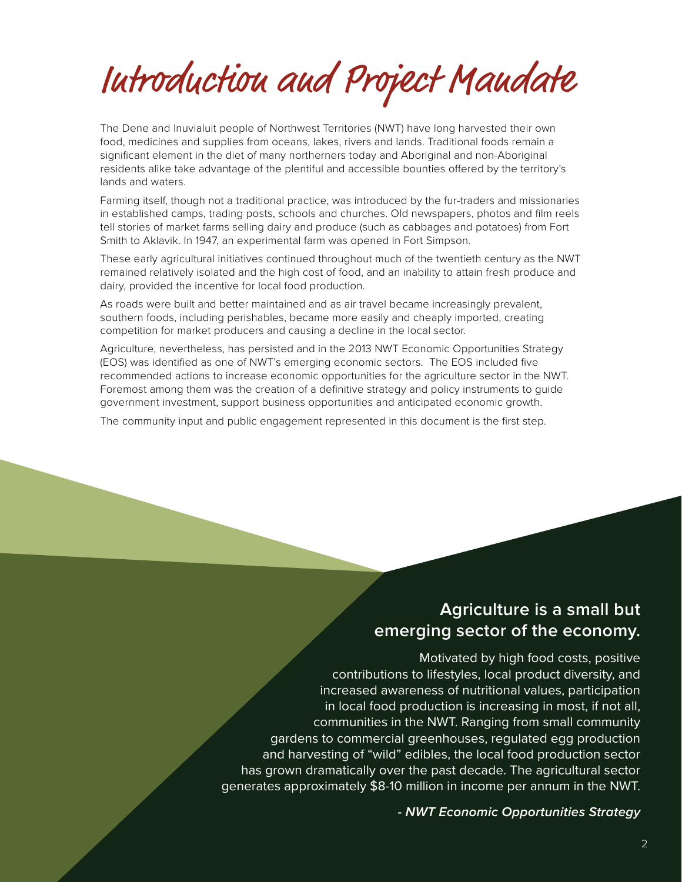# Introduction and Project Mandate

The Dene and Inuvialuit people of Northwest Territories (NWT) have long harvested their own food, medicines and supplies from oceans, lakes, rivers and lands. Traditional foods remain a significant element in the diet of many northerners today and Aboriginal and non-Aboriginal residents alike take advantage of the plentiful and accessible bounties offered by the territory's lands and waters.

Farming itself, though not a traditional practice, was introduced by the fur-traders and missionaries in established camps, trading posts, schools and churches. Old newspapers, photos and film reels tell stories of market farms selling dairy and produce (such as cabbages and potatoes) from Fort Smith to Aklavik. In 1947, an experimental farm was opened in Fort Simpson.

These early agricultural initiatives continued throughout much of the twentieth century as the NWT remained relatively isolated and the high cost of food, and an inability to attain fresh produce and dairy, provided the incentive for local food production.

As roads were built and better maintained and as air travel became increasingly prevalent, southern foods, including perishables, became more easily and cheaply imported, creating competition for market producers and causing a decline in the local sector.

Agriculture, nevertheless, has persisted and in the 2013 NWT Economic Opportunities Strategy (EOS) was identified as one of NWT's emerging economic sectors. The EOS included five recommended actions to increase economic opportunities for the agriculture sector in the NWT. Foremost among them was the creation of a definitive strategy and policy instruments to guide government investment, support business opportunities and anticipated economic growth.

The community input and public engagement represented in this document is the first step.

**Agriculture is a small but emerging sector of the economy.**

Motivated by high food costs, positive contributions to lifestyles, local product diversity, and increased awareness of nutritional values, participation in local food production is increasing in most, if not all, communities in the NWT. Ranging from small community gardens to commercial greenhouses, regulated egg production and harvesting of "wild" edibles, the local food production sector has grown dramatically over the past decade. The agricultural sector generates approximately $8-10 million in income per annum in the NWT.

***- NWT Economic Opportunities Strategy***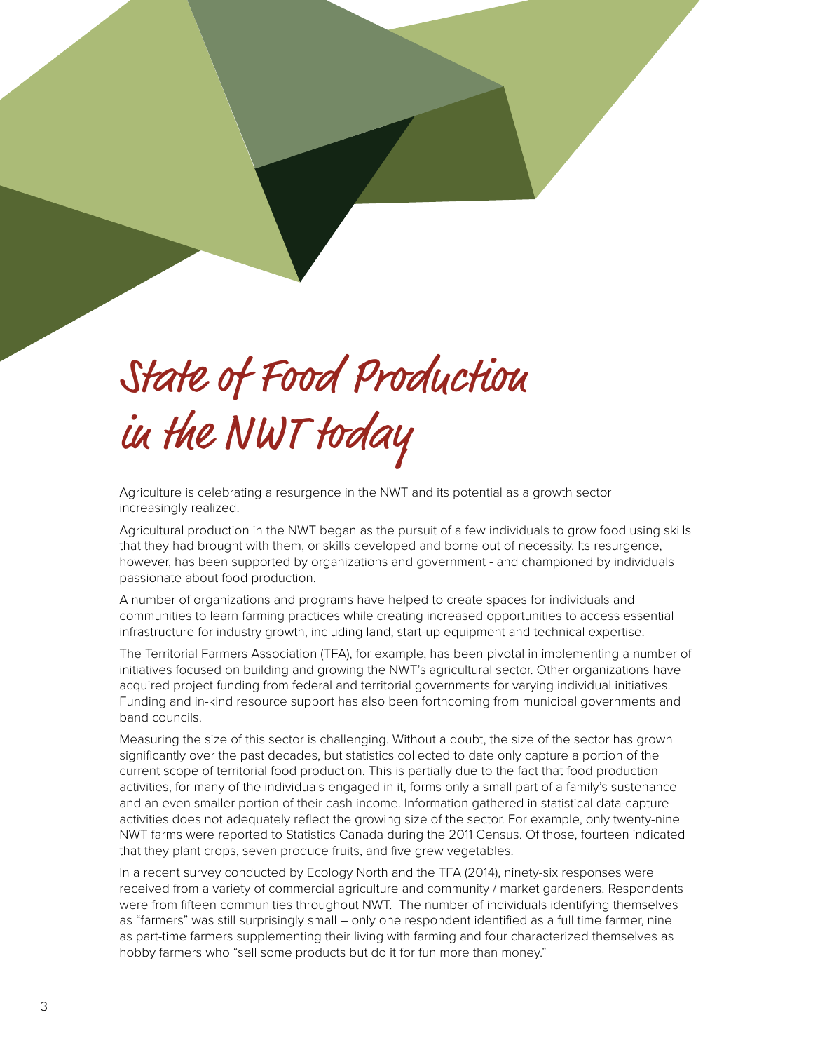# State of Food Production in the NWT today

Agriculture is celebrating a resurgence in the NWT and its potential as a growth sector increasingly realized.

Agricultural production in the NWT began as the pursuit of a few individuals to grow food using skills that they had brought with them, or skills developed and borne out of necessity. Its resurgence, however, has been supported by organizations and government - and championed by individuals passionate about food production.

A number of organizations and programs have helped to create spaces for individuals and communities to learn farming practices while creating increased opportunities to access essential infrastructure for industry growth, including land, start-up equipment and technical expertise.

The Territorial Farmers Association (TFA), for example, has been pivotal in implementing a number of initiatives focused on building and growing the NWT's agricultural sector. Other organizations have acquired project funding from federal and territorial governments for varying individual initiatives. Funding and in-kind resource support has also been forthcoming from municipal governments and band councils.

Measuring the size of this sector is challenging. Without a doubt, the size of the sector has grown significantly over the past decades, but statistics collected to date only capture a portion of the current scope of territorial food production. This is partially due to the fact that food production activities, for many of the individuals engaged in it, forms only a small part of a family's sustenance and an even smaller portion of their cash income. Information gathered in statistical data-capture activities does not adequately reflect the growing size of the sector. For example, only twenty-nine NWT farms were reported to Statistics Canada during the 2011 Census. Of those, fourteen indicated that they plant crops, seven produce fruits, and five grew vegetables.

In a recent survey conducted by Ecology North and the TFA (2014), ninety-six responses were received from a variety of commercial agriculture and community / market gardeners. Respondents were from fifteen communities throughout NWT. The number of individuals identifying themselves as "farmers" was still surprisingly small – only one respondent identified as a full time farmer, nine as part-time farmers supplementing their living with farming and four characterized themselves as hobby farmers who "sell some products but do it for fun more than money."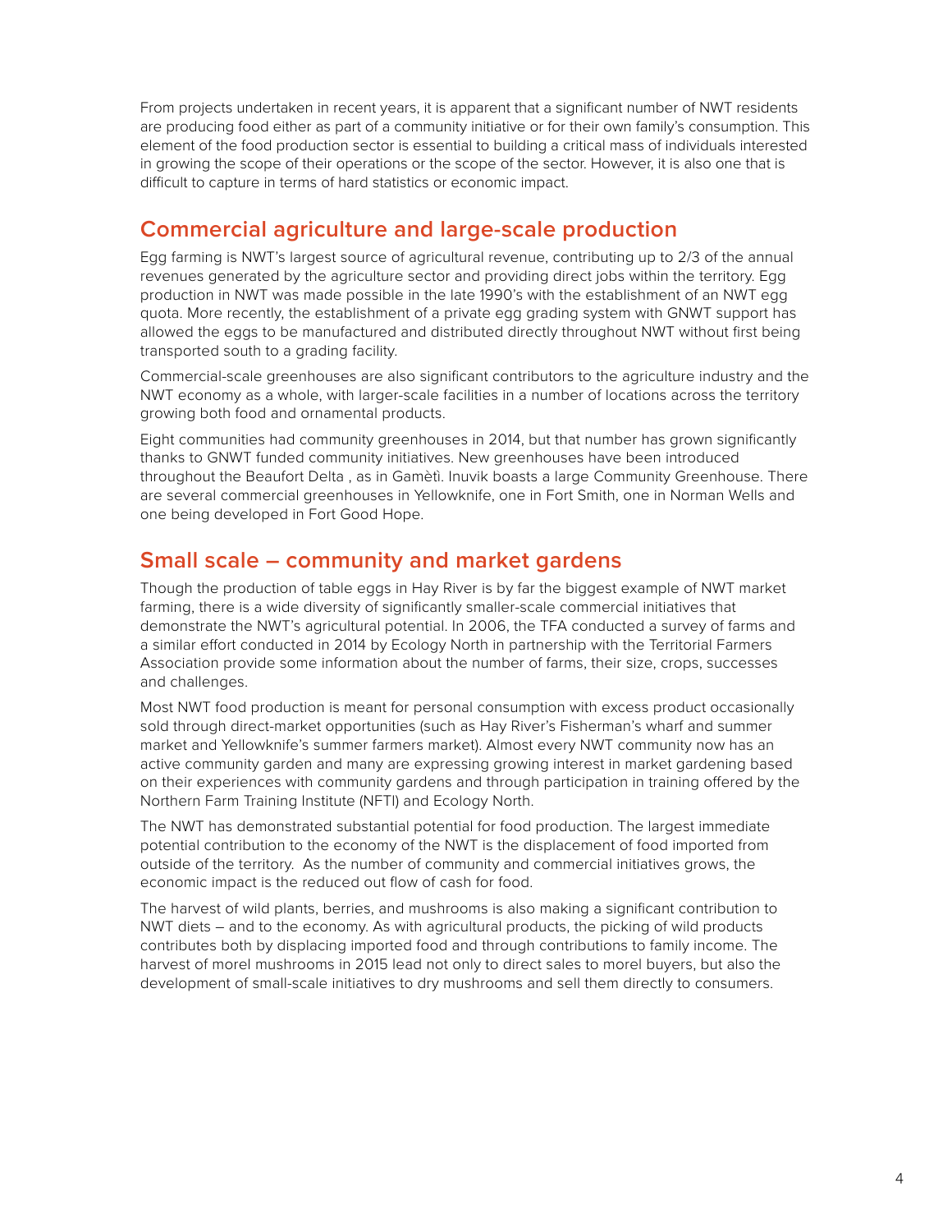From projects undertaken in recent years, it is apparent that a significant number of NWT residents are producing food either as part of a community initiative or for their own family's consumption. This element of the food production sector is essential to building a critical mass of individuals interested in growing the scope of their operations or the scope of the sector. However, it is also one that is difficult to capture in terms of hard statistics or economic impact.

## Commercial agriculture and large-scale production

Egg farming is NWT's largest source of agricultural revenue, contributing up to 2/3 of the annual revenues generated by the agriculture sector and providing direct jobs within the territory. Egg production in NWT was made possible in the late 1990's with the establishment of an NWT egg quota. More recently, the establishment of a private egg grading system with GNWT support has allowed the eggs to be manufactured and distributed directly throughout NWT without first being transported south to a grading facility.

Commercial-scale greenhouses are also significant contributors to the agriculture industry and the NWT economy as a whole, with larger-scale facilities in a number of locations across the territory growing both food and ornamental products.

Eight communities had community greenhouses in 2014, but that number has grown significantly thanks to GNWT funded community initiatives. New greenhouses have been introduced throughout the Beaufort Delta , as in Gamètì. Inuvik boasts a large Community Greenhouse. There are several commercial greenhouses in Yellowknife, one in Fort Smith, one in Norman Wells and one being developed in Fort Good Hope.

## Small scale – community and market gardens

Though the production of table eggs in Hay River is by far the biggest example of NWT market farming, there is a wide diversity of significantly smaller-scale commercial initiatives that demonstrate the NWT's agricultural potential. In 2006, the TFA conducted a survey of farms and a similar effort conducted in 2014 by Ecology North in partnership with the Territorial Farmers Association provide some information about the number of farms, their size, crops, successes and challenges.

Most NWT food production is meant for personal consumption with excess product occasionally sold through direct-market opportunities (such as Hay River's Fisherman's wharf and summer market and Yellowknife's summer farmers market). Almost every NWT community now has an active community garden and many are expressing growing interest in market gardening based on their experiences with community gardens and through participation in training offered by the Northern Farm Training Institute (NFTI) and Ecology North.

The NWT has demonstrated substantial potential for food production. The largest immediate potential contribution to the economy of the NWT is the displacement of food imported from outside of the territory. As the number of community and commercial initiatives grows, the economic impact is the reduced out flow of cash for food.

The harvest of wild plants, berries, and mushrooms is also making a significant contribution to NWT diets – and to the economy. As with agricultural products, the picking of wild products contributes both by displacing imported food and through contributions to family income. The harvest of morel mushrooms in 2015 lead not only to direct sales to morel buyers, but also the development of small-scale initiatives to dry mushrooms and sell them directly to consumers.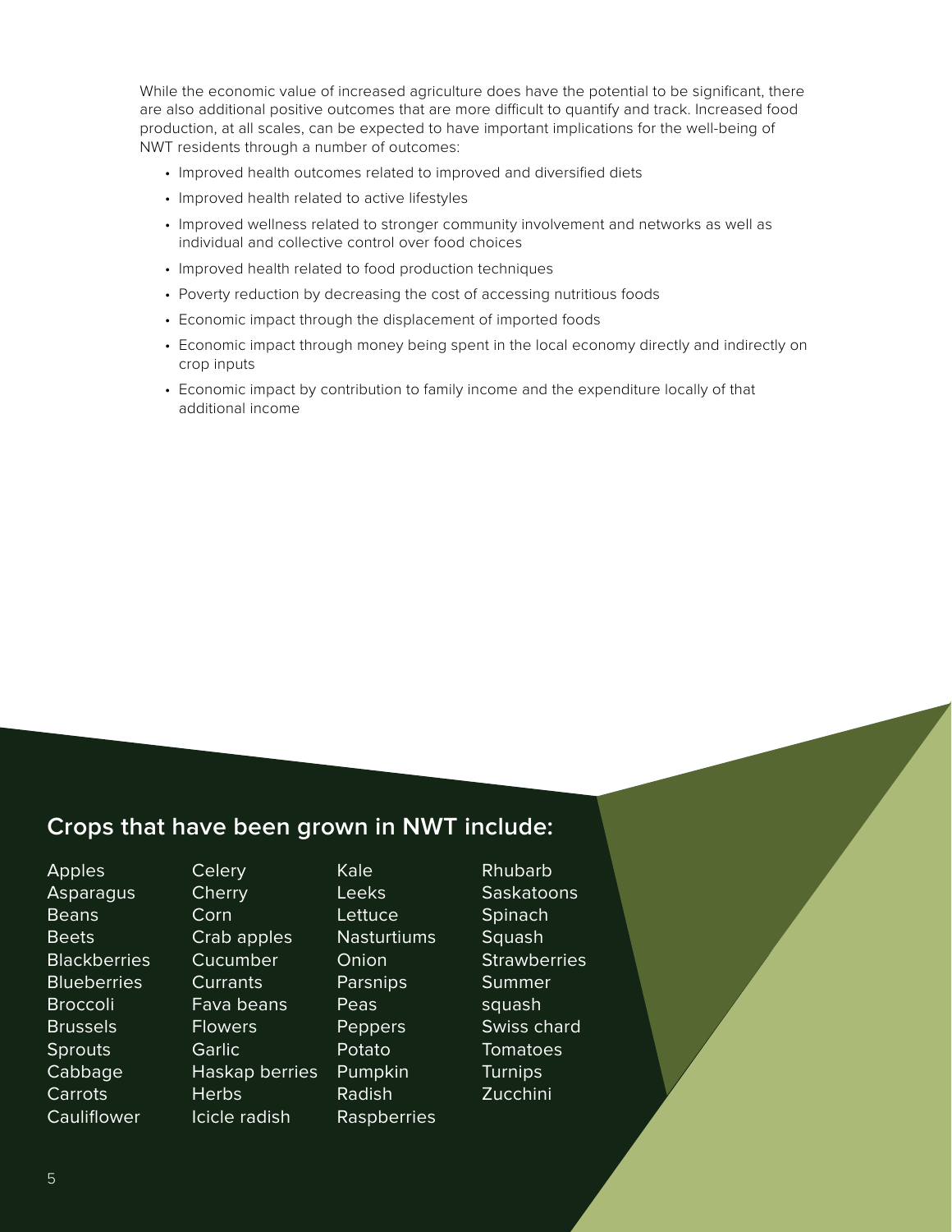While the economic value of increased agriculture does have the potential to be significant, there are also additional positive outcomes that are more difficult to quantify and track. Increased food production, at all scales, can be expected to have important implications for the well-being of NWT residents through a number of outcomes:

- Improved health outcomes related to improved and diversified diets
- Improved health related to active lifestyles
- Improved wellness related to stronger community involvement and networks as well as individual and collective control over food choices
- Improved health related to food production techniques
- Poverty reduction by decreasing the cost of accessing nutritious foods
- Economic impact through the displacement of imported foods
- Economic impact through money being spent in the local economy directly and indirectly on crop inputs
- Economic impact by contribution to family income and the expenditure locally of that additional income

## Crops that have been grown in NWT include:

Apples
Asparagus
Beans
Beets
Blackberries
Blueberries
Broccoli
Brussels Sprouts
Cabbage
Carrots
Cauliflower
Celery
Cherry
Corn
Crab apples
Cucumber
Currants
Fava beans
Flowers
Garlic
Haskap berries
Herbs
Icicle radish
Kale
Leeks
Lettuce
Nasturtiums
Onion
Parsnips
Peas
Peppers
Potato
Pumpkin
Radish
Raspberries
Rhubarb
Saskatoons
Spinach
Squash
Strawberries
Summer squash
Swiss chard
Tomatoes
Turnips
Zucchini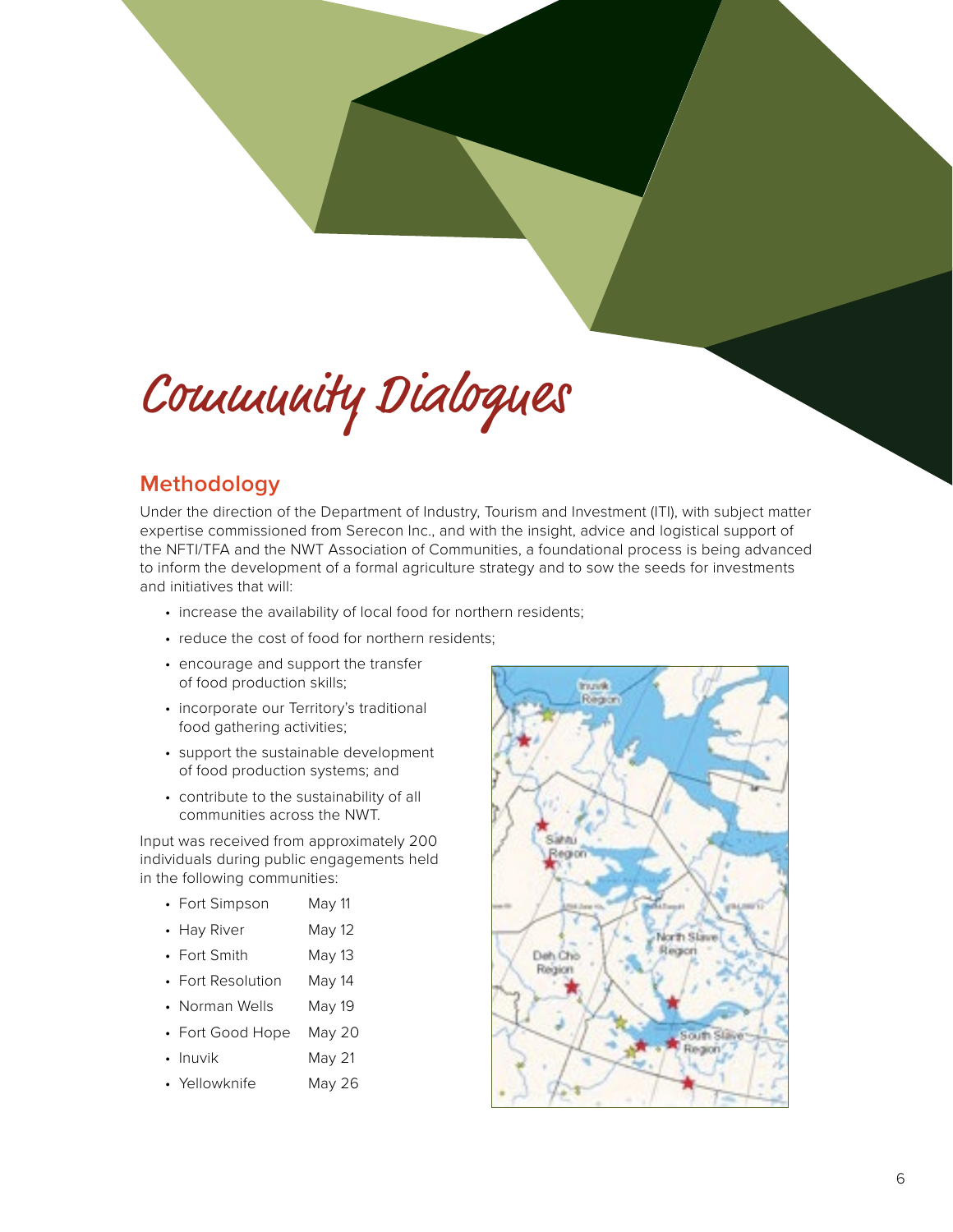# Community Dialogues

## Methodology

Under the direction of the Department of Industry, Tourism and Investment (ITI), with subject matter expertise commissioned from Serecon Inc., and with the insight, advice and logistical support of the NFTI/TFA and the NWT Association of Communities, a foundational process is being advanced to inform the development of a formal agriculture strategy and to sow the seeds for investments and initiatives that will:

- increase the availability of local food for northern residents;
- reduce the cost of food for northern residents;
- encourage and support the transfer of food production skills;
- incorporate our Territory's traditional food gathering activities;
- support the sustainable development of food production systems; and
- contribute to the sustainability of all communities across the NWT.

Input was received from approximately 200 individuals during public engagements held in the following communities:

- Fort Simpson May 11
- Hay River May 12
- Fort Smith May 13
- Fort Resolution May 14
- Norman Wells May 19
- Fort Good Hope May 20
- Inuvik May 21
- Yellowknife May 26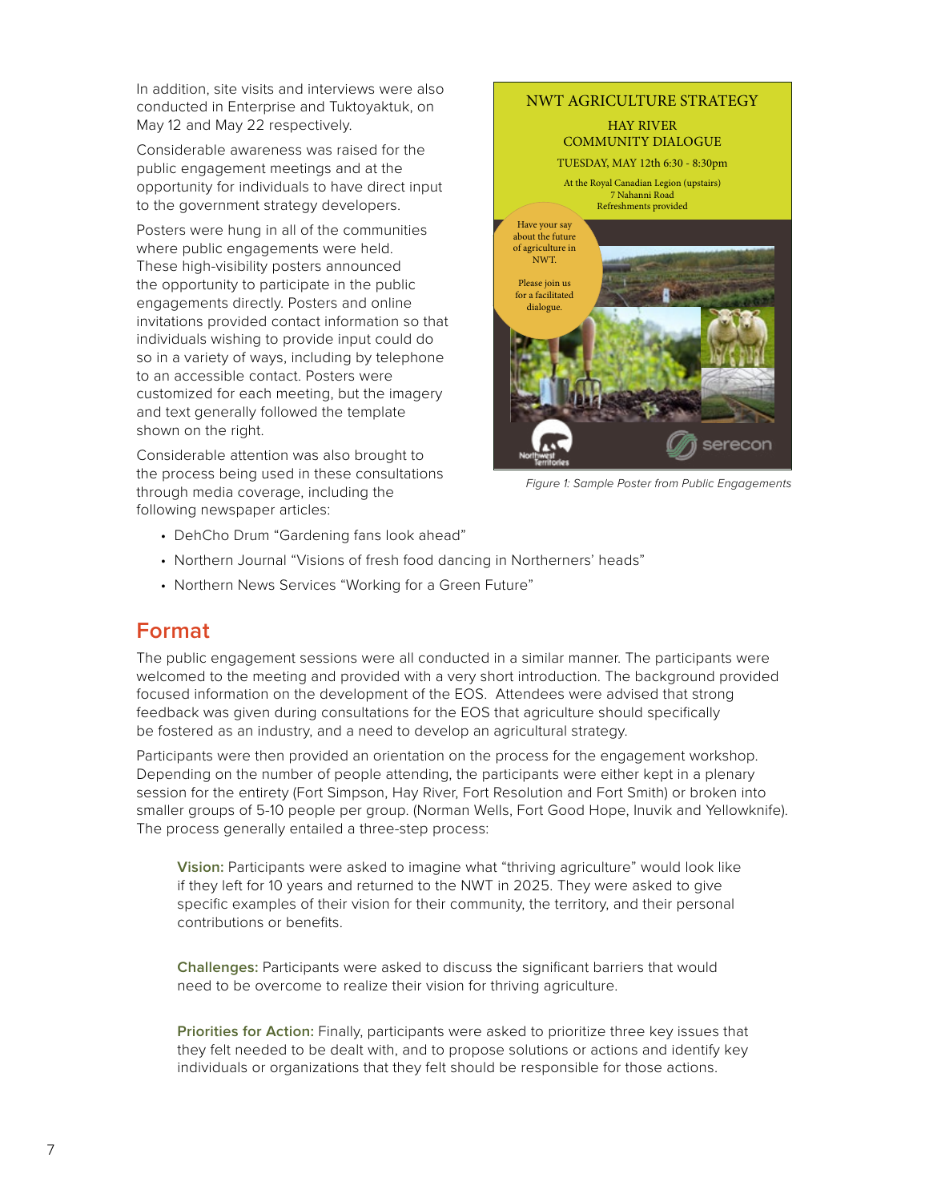In addition, site visits and interviews were also conducted in Enterprise and Tuktoyaktuk, on May 12 and May 22 respectively.

Considerable awareness was raised for the public engagement meetings and at the opportunity for individuals to have direct input to the government strategy developers.

Posters were hung in all of the communities where public engagements were held. These high-visibility posters announced the opportunity to participate in the public engagements directly. Posters and online invitations provided contact information so that individuals wishing to provide input could do so in a variety of ways, including by telephone to an accessible contact. Posters were customized for each meeting, but the imagery and text generally followed the template shown on the right.

Considerable attention was also brought to the process being used in these consultations through media coverage, including the following newspaper articles:

NWT AGRICULTURE STRATEGY

HAY RIVER COMMUNITY DIALOGUE

TUESDAY, MAY 12th 6:30 - 8:30pm

At the Royal Canadian Legion (upstairs)
7 Nahanni Road
Refreshments provided

Have your say about the future of agriculture in NWT.

Please join us for a facilitated dialogue.

*Figure 1: Sample Poster from Public Engagements*

- DehCho Drum "Gardening fans look ahead"
- Northern Journal "Visions of fresh food dancing in Northerners' heads"
- Northern News Services "Working for a Green Future"

## Format

The public engagement sessions were all conducted in a similar manner. The participants were welcomed to the meeting and provided with a very short introduction. The background provided focused information on the development of the EOS. Attendees were advised that strong feedback was given during consultations for the EOS that agriculture should specifically be fostered as an industry, and a need to develop an agricultural strategy.

Participants were then provided an orientation on the process for the engagement workshop. Depending on the number of people attending, the participants were either kept in a plenary session for the entirety (Fort Simpson, Hay River, Fort Resolution and Fort Smith) or broken into smaller groups of 5-10 people per group. (Norman Wells, Fort Good Hope, Inuvik and Yellowknife). The process generally entailed a three-step process:

> **Vision:** Participants were asked to imagine what "thriving agriculture" would look like if they left for 10 years and returned to the NWT in 2025. They were asked to give specific examples of their vision for their community, the territory, and their personal contributions or benefits.
>
> **Challenges:** Participants were asked to discuss the significant barriers that would need to be overcome to realize their vision for thriving agriculture.
>
> **Priorities for Action:** Finally, participants were asked to prioritize three key issues that they felt needed to be dealt with, and to propose solutions or actions and identify key individuals or organizations that they felt should be responsible for those actions.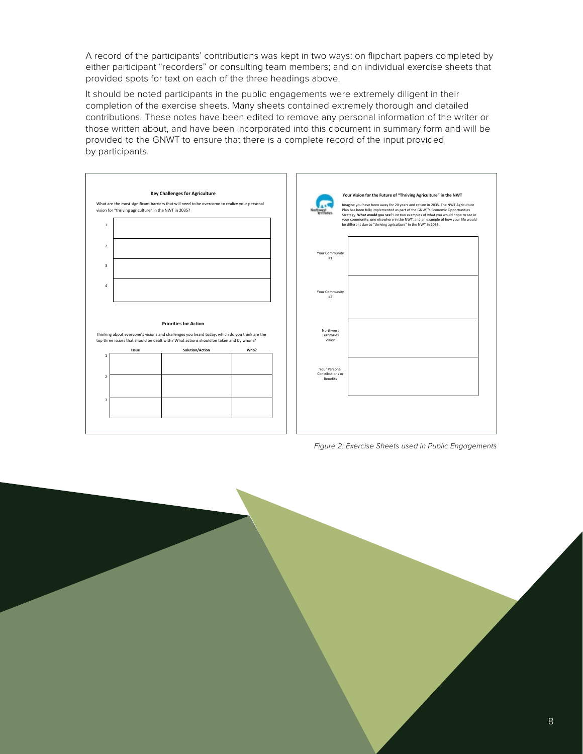A record of the participants' contributions was kept in two ways: on flipchart papers completed by either participant "recorders" or consulting team members; and on individual exercise sheets that provided spots for text on each of the three headings above.

It should be noted participants in the public engagements were extremely diligent in their completion of the exercise sheets. Many sheets contained extremely thorough and detailed contributions. These notes have been edited to remove any personal information of the writer or those written about, and have been incorporated into this document in summary form and will be provided to the GNWT to ensure that there is a complete record of the input provided by participants.

**Key Challenges for Agriculture**

What are the most significant barriers that will need to be overcome to realize your personal vision for "thriving agriculture" in the NWT in 2035?

| | |
|---|---|
| 1 | |
| 2 | |
| 3 | |
| 4 | |

**Priorities for Action**

Thinking about everyone's visions and challenges you heard today, which do you think are the top three issues that should be dealt with? What actions should be taken and by whom?

| | Issue | Solution/Action | Who? |
|---|---|---|---|
| 1 | | | |
| 2 | | | |
| 3 | | | |

**Your Vision for the Future of "Thriving Agriculture" in the NWT**

Imagine you have been away for 20 years and return in 2035. The NWT Agriculture Plan has been fully implemented as part of the GNWT's Economic Opportunities Strategy. **What would you see?** List two examples of what you would hope to see in your community, one elsewhere in the NWT, and an example of how your life would be different due to "thriving agriculture" in the NWT in 2035.

| | |
|---|---|
| Your Community #1 | |
| Your Community #2 | |
| Northwest Territories Vision | |
| Your Personal Contributions or Benefits | |

*Figure 2: Exercise Sheets used in Public Engagements*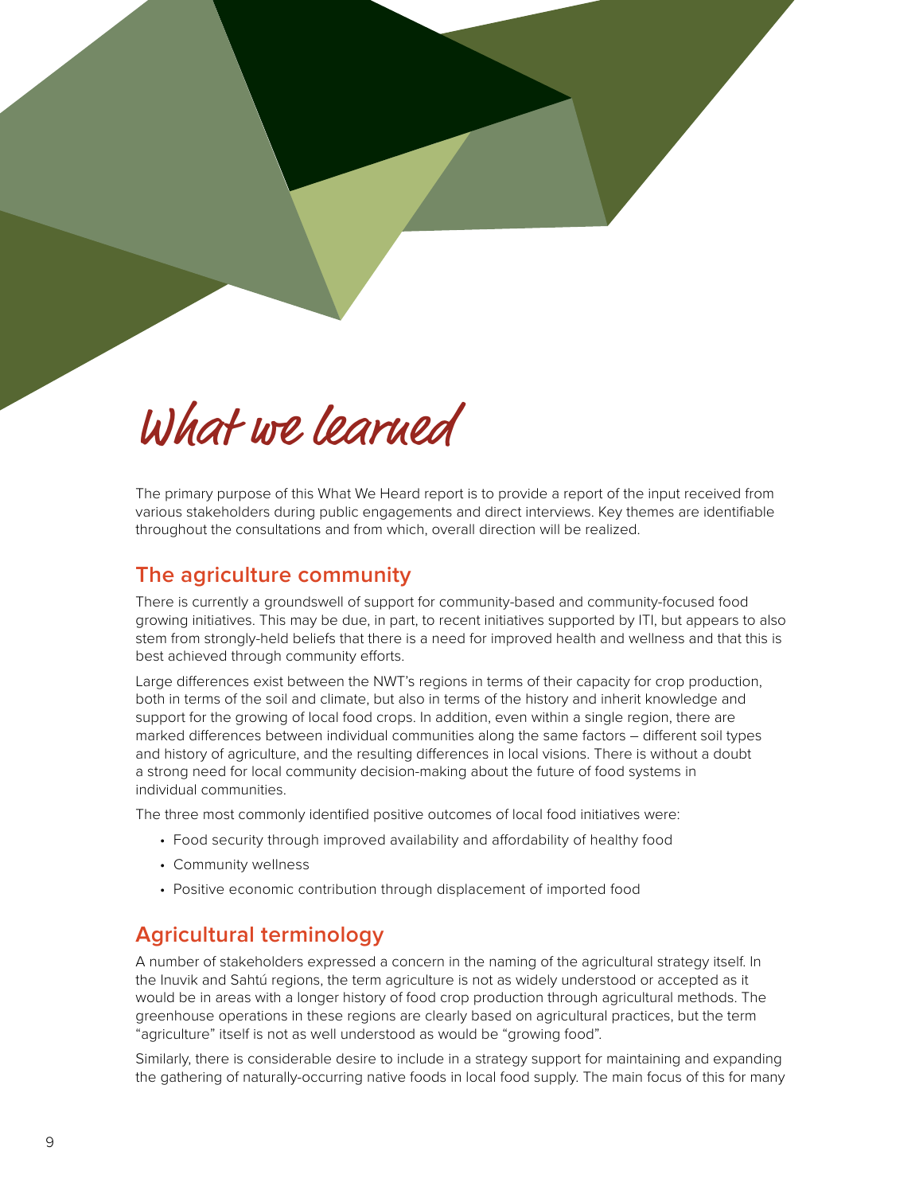# What we learned

The primary purpose of this What We Heard report is to provide a report of the input received from various stakeholders during public engagements and direct interviews. Key themes are identifiable throughout the consultations and from which, overall direction will be realized.

## The agriculture community

There is currently a groundswell of support for community-based and community-focused food growing initiatives. This may be due, in part, to recent initiatives supported by ITI, but appears to also stem from strongly-held beliefs that there is a need for improved health and wellness and that this is best achieved through community efforts.

Large differences exist between the NWT's regions in terms of their capacity for crop production, both in terms of the soil and climate, but also in terms of the history and inherit knowledge and support for the growing of local food crops. In addition, even within a single region, there are marked differences between individual communities along the same factors – different soil types and history of agriculture, and the resulting differences in local visions. There is without a doubt a strong need for local community decision-making about the future of food systems in individual communities.

The three most commonly identified positive outcomes of local food initiatives were:

- Food security through improved availability and affordability of healthy food
- Community wellness
- Positive economic contribution through displacement of imported food

## Agricultural terminology

A number of stakeholders expressed a concern in the naming of the agricultural strategy itself. In the Inuvik and Sahtú regions, the term agriculture is not as widely understood or accepted as it would be in areas with a longer history of food crop production through agricultural methods. The greenhouse operations in these regions are clearly based on agricultural practices, but the term "agriculture" itself is not as well understood as would be "growing food".

Similarly, there is considerable desire to include in a strategy support for maintaining and expanding the gathering of naturally-occurring native foods in local food supply. The main focus of this for many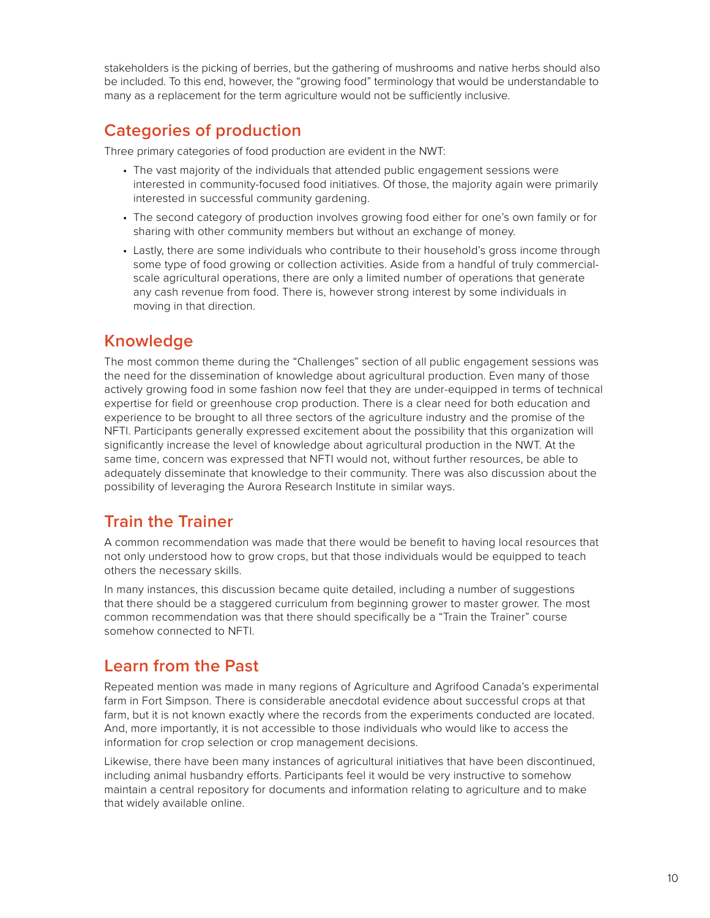stakeholders is the picking of berries, but the gathering of mushrooms and native herbs should also be included. To this end, however, the "growing food" terminology that would be understandable to many as a replacement for the term agriculture would not be sufficiently inclusive.

## Categories of production

Three primary categories of food production are evident in the NWT:

- The vast majority of the individuals that attended public engagement sessions were interested in community-focused food initiatives. Of those, the majority again were primarily interested in successful community gardening.
- The second category of production involves growing food either for one's own family or for sharing with other community members but without an exchange of money.
- Lastly, there are some individuals who contribute to their household's gross income through some type of food growing or collection activities. Aside from a handful of truly commercial-scale agricultural operations, there are only a limited number of operations that generate any cash revenue from food. There is, however strong interest by some individuals in moving in that direction.

## Knowledge

The most common theme during the "Challenges" section of all public engagement sessions was the need for the dissemination of knowledge about agricultural production. Even many of those actively growing food in some fashion now feel that they are under-equipped in terms of technical expertise for field or greenhouse crop production. There is a clear need for both education and experience to be brought to all three sectors of the agriculture industry and the promise of the NFTI. Participants generally expressed excitement about the possibility that this organization will significantly increase the level of knowledge about agricultural production in the NWT. At the same time, concern was expressed that NFTI would not, without further resources, be able to adequately disseminate that knowledge to their community. There was also discussion about the possibility of leveraging the Aurora Research Institute in similar ways.

## Train the Trainer

A common recommendation was made that there would be benefit to having local resources that not only understood how to grow crops, but that those individuals would be equipped to teach others the necessary skills.

In many instances, this discussion became quite detailed, including a number of suggestions that there should be a staggered curriculum from beginning grower to master grower. The most common recommendation was that there should specifically be a "Train the Trainer" course somehow connected to NFTI.

## Learn from the Past

Repeated mention was made in many regions of Agriculture and Agrifood Canada's experimental farm in Fort Simpson. There is considerable anecdotal evidence about successful crops at that farm, but it is not known exactly where the records from the experiments conducted are located. And, more importantly, it is not accessible to those individuals who would like to access the information for crop selection or crop management decisions.

Likewise, there have been many instances of agricultural initiatives that have been discontinued, including animal husbandry efforts. Participants feel it would be very instructive to somehow maintain a central repository for documents and information relating to agriculture and to make that widely available online.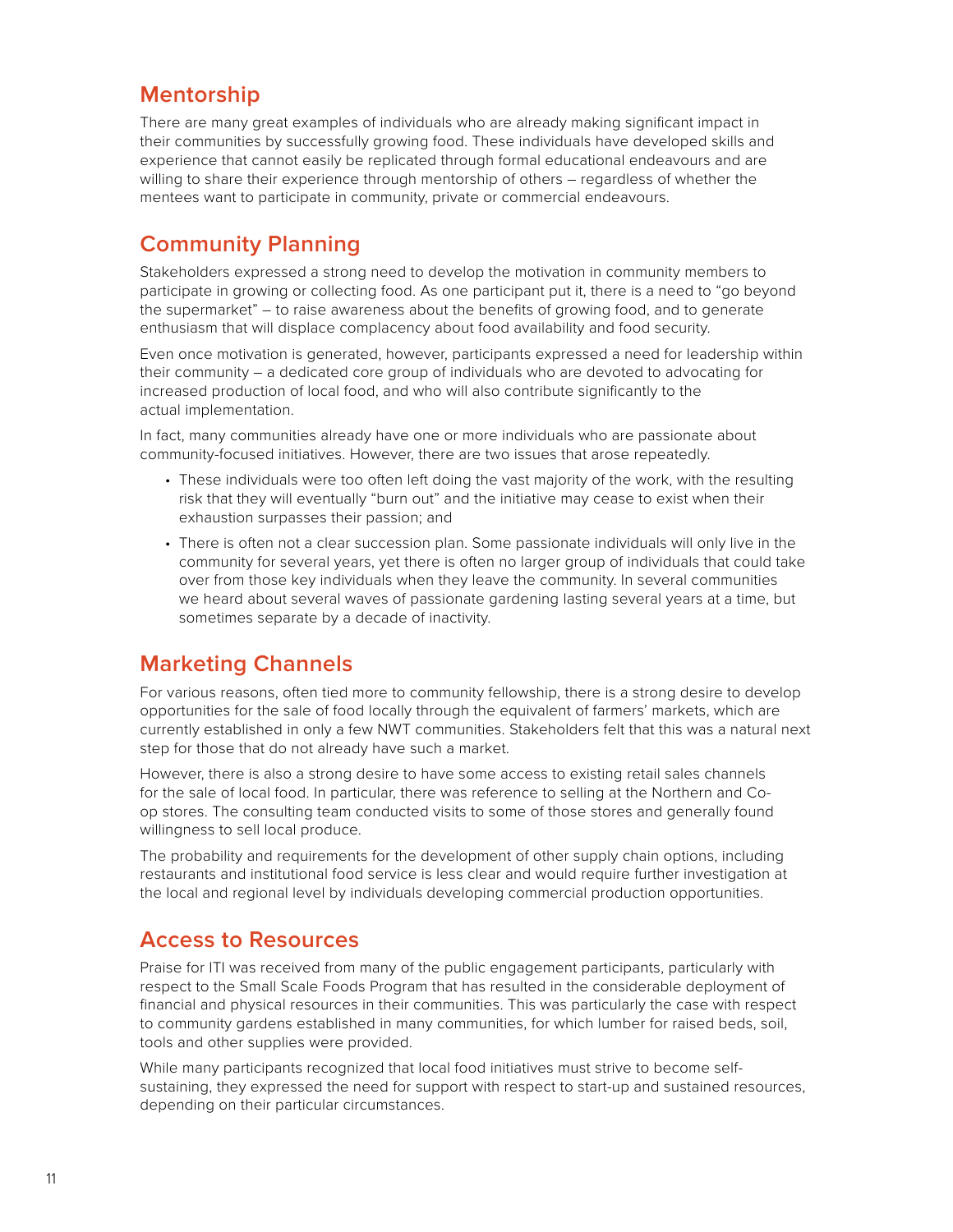## Mentorship

There are many great examples of individuals who are already making significant impact in their communities by successfully growing food. These individuals have developed skills and experience that cannot easily be replicated through formal educational endeavours and are willing to share their experience through mentorship of others – regardless of whether the mentees want to participate in community, private or commercial endeavours.

## Community Planning

Stakeholders expressed a strong need to develop the motivation in community members to participate in growing or collecting food. As one participant put it, there is a need to "go beyond the supermarket" – to raise awareness about the benefits of growing food, and to generate enthusiasm that will displace complacency about food availability and food security.

Even once motivation is generated, however, participants expressed a need for leadership within their community – a dedicated core group of individuals who are devoted to advocating for increased production of local food, and who will also contribute significantly to the actual implementation.

In fact, many communities already have one or more individuals who are passionate about community-focused initiatives. However, there are two issues that arose repeatedly.

- These individuals were too often left doing the vast majority of the work, with the resulting risk that they will eventually "burn out" and the initiative may cease to exist when their exhaustion surpasses their passion; and
- There is often not a clear succession plan. Some passionate individuals will only live in the community for several years, yet there is often no larger group of individuals that could take over from those key individuals when they leave the community. In several communities we heard about several waves of passionate gardening lasting several years at a time, but sometimes separate by a decade of inactivity.

## Marketing Channels

For various reasons, often tied more to community fellowship, there is a strong desire to develop opportunities for the sale of food locally through the equivalent of farmers' markets, which are currently established in only a few NWT communities. Stakeholders felt that this was a natural next step for those that do not already have such a market.

However, there is also a strong desire to have some access to existing retail sales channels for the sale of local food. In particular, there was reference to selling at the Northern and Co-op stores. The consulting team conducted visits to some of those stores and generally found willingness to sell local produce.

The probability and requirements for the development of other supply chain options, including restaurants and institutional food service is less clear and would require further investigation at the local and regional level by individuals developing commercial production opportunities.

## Access to Resources

Praise for ITI was received from many of the public engagement participants, particularly with respect to the Small Scale Foods Program that has resulted in the considerable deployment of financial and physical resources in their communities. This was particularly the case with respect to community gardens established in many communities, for which lumber for raised beds, soil, tools and other supplies were provided.

While many participants recognized that local food initiatives must strive to become self-sustaining, they expressed the need for support with respect to start-up and sustained resources, depending on their particular circumstances.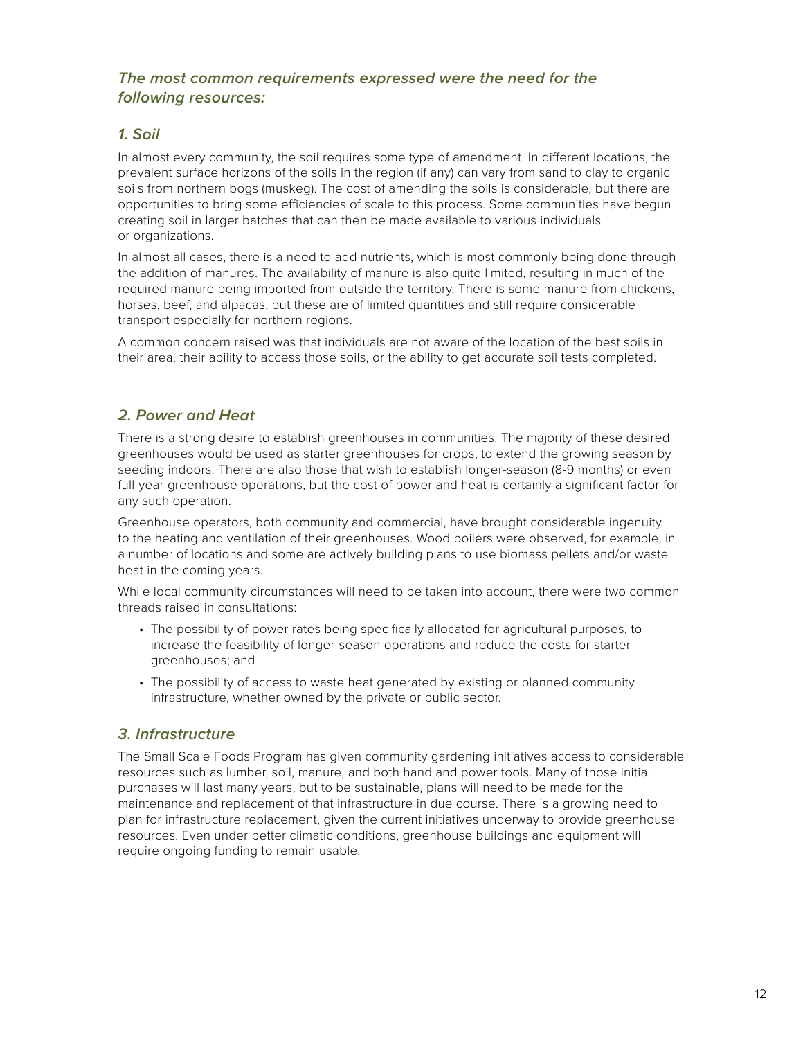### *The most common requirements expressed were the need for the following resources:*

### *1. Soil*

In almost every community, the soil requires some type of amendment. In different locations, the prevalent surface horizons of the soils in the region (if any) can vary from sand to clay to organic soils from northern bogs (muskeg). The cost of amending the soils is considerable, but there are opportunities to bring some efficiencies of scale to this process. Some communities have begun creating soil in larger batches that can then be made available to various individuals or organizations.

In almost all cases, there is a need to add nutrients, which is most commonly being done through the addition of manures. The availability of manure is also quite limited, resulting in much of the required manure being imported from outside the territory. There is some manure from chickens, horses, beef, and alpacas, but these are of limited quantities and still require considerable transport especially for northern regions.

A common concern raised was that individuals are not aware of the location of the best soils in their area, their ability to access those soils, or the ability to get accurate soil tests completed.

### *2. Power and Heat*

There is a strong desire to establish greenhouses in communities. The majority of these desired greenhouses would be used as starter greenhouses for crops, to extend the growing season by seeding indoors. There are also those that wish to establish longer-season (8-9 months) or even full-year greenhouse operations, but the cost of power and heat is certainly a significant factor for any such operation.

Greenhouse operators, both community and commercial, have brought considerable ingenuity to the heating and ventilation of their greenhouses. Wood boilers were observed, for example, in a number of locations and some are actively building plans to use biomass pellets and/or waste heat in the coming years.

While local community circumstances will need to be taken into account, there were two common threads raised in consultations:

- The possibility of power rates being specifically allocated for agricultural purposes, to increase the feasibility of longer-season operations and reduce the costs for starter greenhouses; and
- The possibility of access to waste heat generated by existing or planned community infrastructure, whether owned by the private or public sector.

### *3. Infrastructure*

The Small Scale Foods Program has given community gardening initiatives access to considerable resources such as lumber, soil, manure, and both hand and power tools. Many of those initial purchases will last many years, but to be sustainable, plans will need to be made for the maintenance and replacement of that infrastructure in due course. There is a growing need to plan for infrastructure replacement, given the current initiatives underway to provide greenhouse resources. Even under better climatic conditions, greenhouse buildings and equipment will require ongoing funding to remain usable.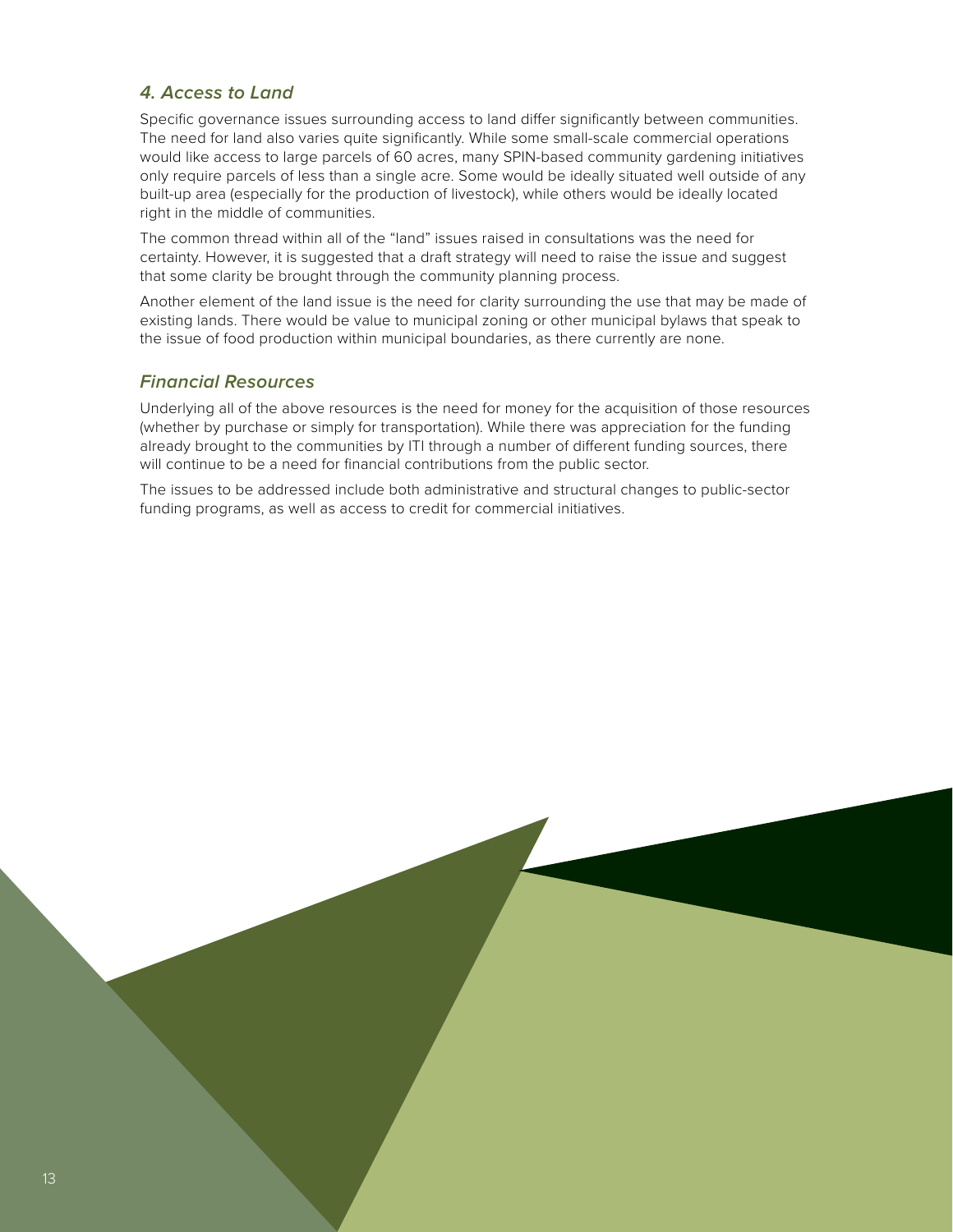### *4. Access to Land*

Specific governance issues surrounding access to land differ significantly between communities. The need for land also varies quite significantly. While some small-scale commercial operations would like access to large parcels of 60 acres, many SPIN-based community gardening initiatives only require parcels of less than a single acre. Some would be ideally situated well outside of any built-up area (especially for the production of livestock), while others would be ideally located right in the middle of communities.

The common thread within all of the "land" issues raised in consultations was the need for certainty. However, it is suggested that a draft strategy will need to raise the issue and suggest that some clarity be brought through the community planning process.

Another element of the land issue is the need for clarity surrounding the use that may be made of existing lands. There would be value to municipal zoning or other municipal bylaws that speak to the issue of food production within municipal boundaries, as there currently are none.

### *Financial Resources*

Underlying all of the above resources is the need for money for the acquisition of those resources (whether by purchase or simply for transportation). While there was appreciation for the funding already brought to the communities by ITI through a number of different funding sources, there will continue to be a need for financial contributions from the public sector.

The issues to be addressed include both administrative and structural changes to public-sector funding programs, as well as access to credit for commercial initiatives.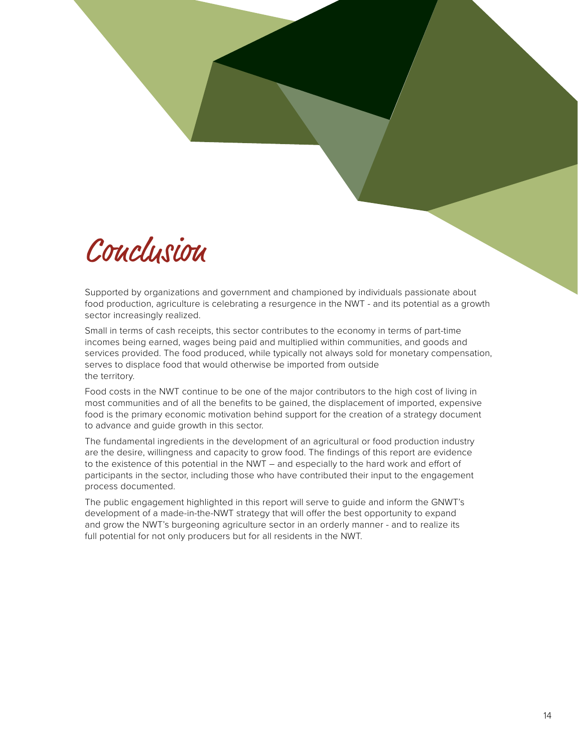# Conclusion

Supported by organizations and government and championed by individuals passionate about food production, agriculture is celebrating a resurgence in the NWT - and its potential as a growth sector increasingly realized.

Small in terms of cash receipts, this sector contributes to the economy in terms of part-time incomes being earned, wages being paid and multiplied within communities, and goods and services provided. The food produced, while typically not always sold for monetary compensation, serves to displace food that would otherwise be imported from outside the territory.

Food costs in the NWT continue to be one of the major contributors to the high cost of living in most communities and of all the benefits to be gained, the displacement of imported, expensive food is the primary economic motivation behind support for the creation of a strategy document to advance and guide growth in this sector.

The fundamental ingredients in the development of an agricultural or food production industry are the desire, willingness and capacity to grow food. The findings of this report are evidence to the existence of this potential in the NWT – and especially to the hard work and effort of participants in the sector, including those who have contributed their input to the engagement process documented.

The public engagement highlighted in this report will serve to guide and inform the GNWT's development of a made-in-the-NWT strategy that will offer the best opportunity to expand and grow the NWT's burgeoning agriculture sector in an orderly manner - and to realize its full potential for not only producers but for all residents in the NWT.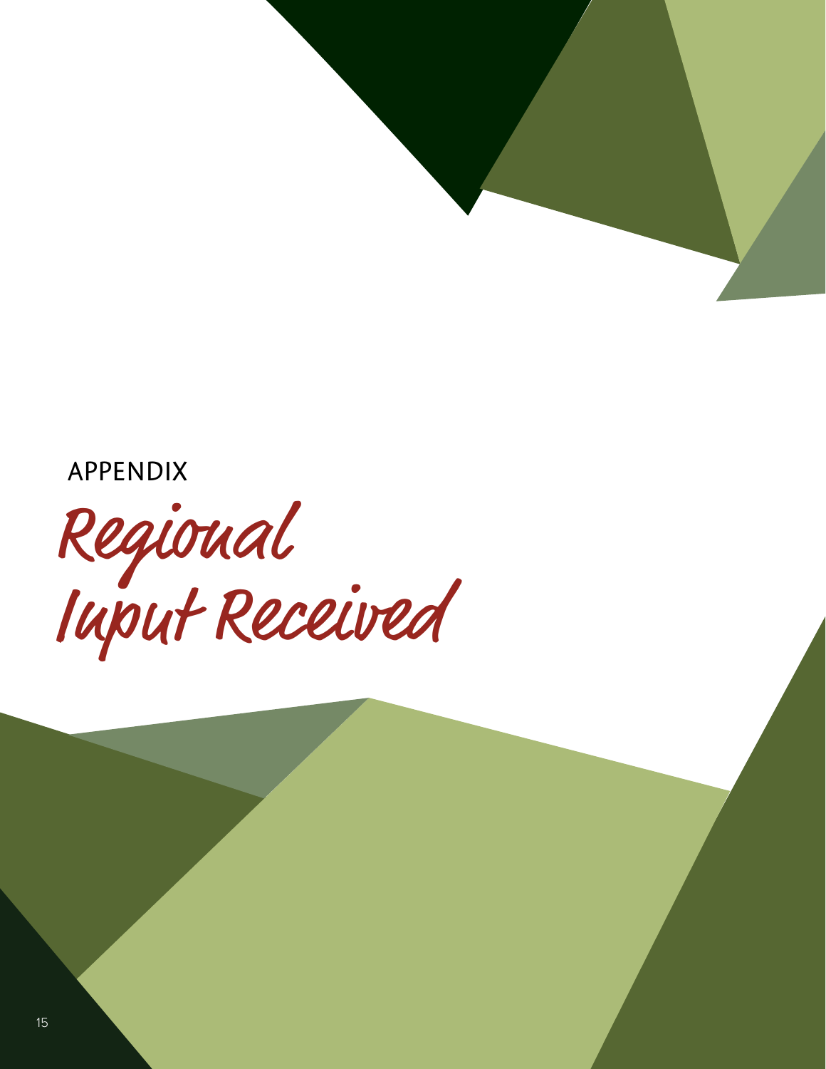APPENDIX

# Regional Input Received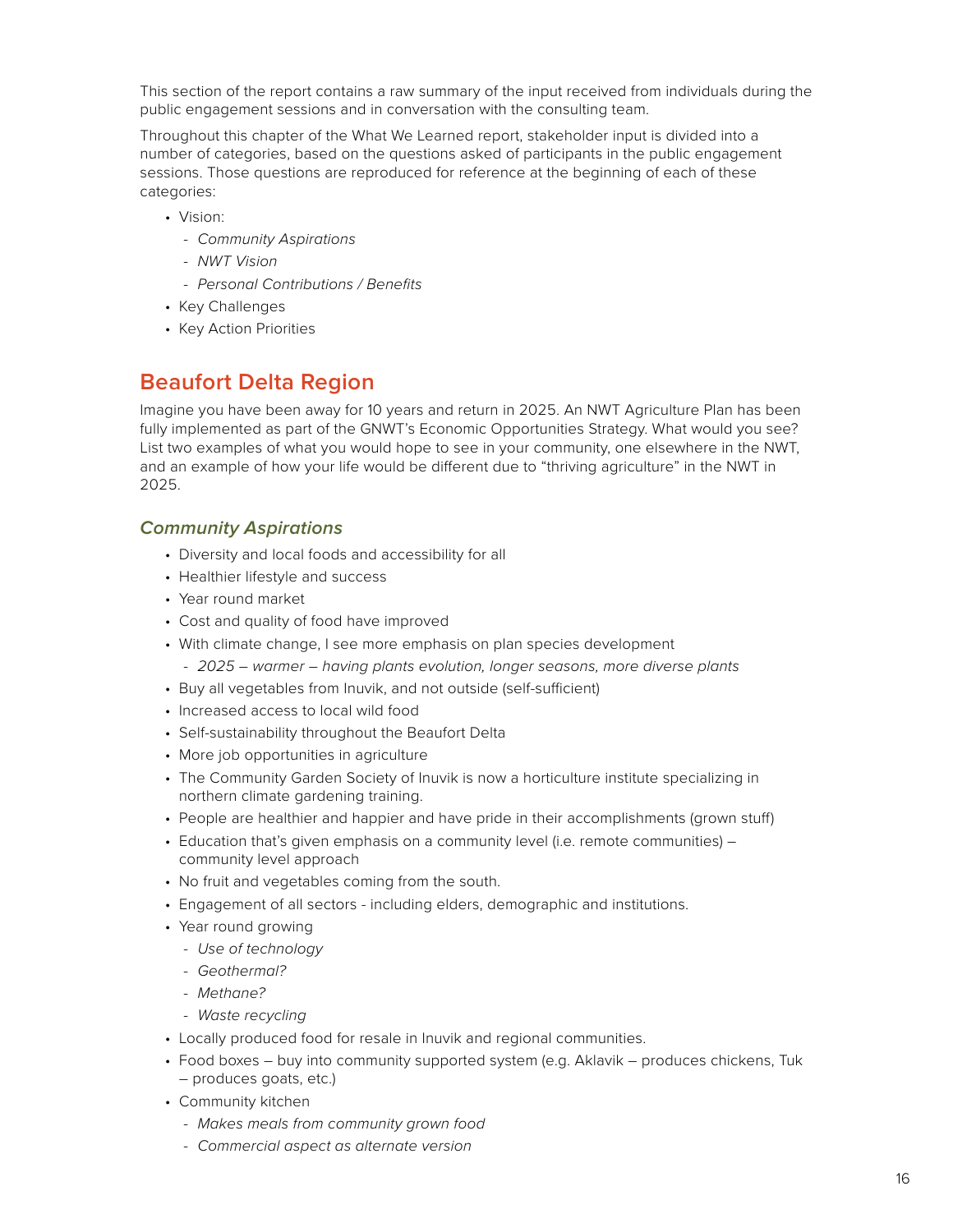This section of the report contains a raw summary of the input received from individuals during the public engagement sessions and in conversation with the consulting team.

Throughout this chapter of the What We Learned report, stakeholder input is divided into a number of categories, based on the questions asked of participants in the public engagement sessions. Those questions are reproduced for reference at the beginning of each of these categories:

- Vision:
  - *Community Aspirations*
  - *NWT Vision*
  - *Personal Contributions / Benefits*
- Key Challenges
- Key Action Priorities

## Beaufort Delta Region

Imagine you have been away for 10 years and return in 2025. An NWT Agriculture Plan has been fully implemented as part of the GNWT's Economic Opportunities Strategy. What would you see? List two examples of what you would hope to see in your community, one elsewhere in the NWT, and an example of how your life would be different due to "thriving agriculture" in the NWT in 2025.

### *Community Aspirations*

- Diversity and local foods and accessibility for all
- Healthier lifestyle and success
- Year round market
- Cost and quality of food have improved
- With climate change, I see more emphasis on plan species development
  - *2025 – warmer – having plants evolution, longer seasons, more diverse plants*
- Buy all vegetables from Inuvik, and not outside (self-sufficient)
- Increased access to local wild food
- Self-sustainability throughout the Beaufort Delta
- More job opportunities in agriculture
- The Community Garden Society of Inuvik is now a horticulture institute specializing in northern climate gardening training.
- People are healthier and happier and have pride in their accomplishments (grown stuff)
- Education that's given emphasis on a community level (i.e. remote communities) – community level approach
- No fruit and vegetables coming from the south.
- Engagement of all sectors - including elders, demographic and institutions.
- Year round growing
  - *Use of technology*
  - *Geothermal?*
  - *Methane?*
  - *Waste recycling*
- Locally produced food for resale in Inuvik and regional communities.
- Food boxes – buy into community supported system (e.g. Aklavik – produces chickens, Tuk – produces goats, etc.)
- Community kitchen
  - *Makes meals from community grown food*
  - *Commercial aspect as alternate version*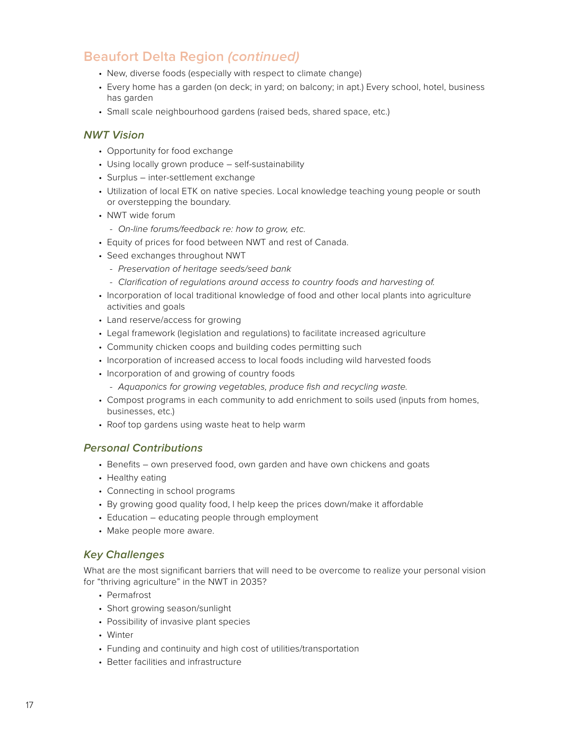## Beaufort Delta Region *(continued)*

- New, diverse foods (especially with respect to climate change)
- Every home has a garden (on deck; in yard; on balcony; in apt.) Every school, hotel, business has garden
- Small scale neighbourhood gardens (raised beds, shared space, etc.)

### *NWT Vision*

- Opportunity for food exchange
- Using locally grown produce – self-sustainability
- Surplus – inter-settlement exchange
- Utilization of local ETK on native species. Local knowledge teaching young people or south or overstepping the boundary.
- NWT wide forum
  - *On-line forums/feedback re: how to grow, etc.*
- Equity of prices for food between NWT and rest of Canada.
- Seed exchanges throughout NWT
  - *Preservation of heritage seeds/seed bank*
  - *Clarification of regulations around access to country foods and harvesting of.*
- Incorporation of local traditional knowledge of food and other local plants into agriculture activities and goals
- Land reserve/access for growing
- Legal framework (legislation and regulations) to facilitate increased agriculture
- Community chicken coops and building codes permitting such
- Incorporation of increased access to local foods including wild harvested foods
- Incorporation of and growing of country foods
  - *Aquaponics for growing vegetables, produce fish and recycling waste.*
- Compost programs in each community to add enrichment to soils used (inputs from homes, businesses, etc.)
- Roof top gardens using waste heat to help warm

### *Personal Contributions*

- Benefits – own preserved food, own garden and have own chickens and goats
- Healthy eating
- Connecting in school programs
- By growing good quality food, I help keep the prices down/make it affordable
- Education – educating people through employment
- Make people more aware.

### *Key Challenges*

What are the most significant barriers that will need to be overcome to realize your personal vision for "thriving agriculture" in the NWT in 2035?

- Permafrost
- Short growing season/sunlight
- Possibility of invasive plant species
- Winter
- Funding and continuity and high cost of utilities/transportation
- Better facilities and infrastructure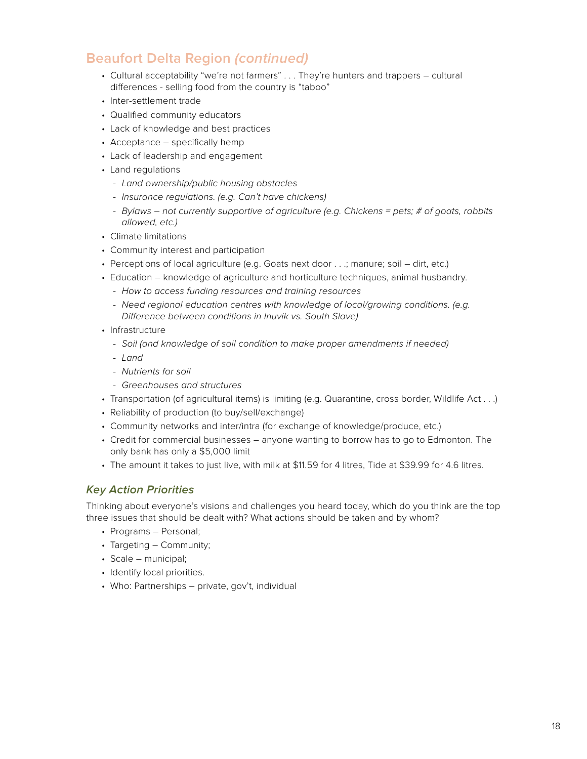## Beaufort Delta Region *(continued)*

- Cultural acceptability "we're not farmers" . . . They're hunters and trappers – cultural differences - selling food from the country is "taboo"
- Inter-settlement trade
- Qualified community educators
- Lack of knowledge and best practices
- Acceptance – specifically hemp
- Lack of leadership and engagement
- Land regulations
  - *Land ownership/public housing obstacles*
  - *Insurance regulations. (e.g. Can't have chickens)*
  - *Bylaws – not currently supportive of agriculture (e.g. Chickens = pets; # of goats, rabbits allowed, etc.)*
- Climate limitations
- Community interest and participation
- Perceptions of local agriculture (e.g. Goats next door . . .; manure; soil – dirt, etc.)
- Education – knowledge of agriculture and horticulture techniques, animal husbandry.
  - *How to access funding resources and training resources*
  - *Need regional education centres with knowledge of local/growing conditions. (e.g. Difference between conditions in Inuvik vs. South Slave)*
- Infrastructure
  - *Soil (and knowledge of soil condition to make proper amendments if needed)*
  - *Land*
  - *Nutrients for soil*
  - *Greenhouses and structures*
- Transportation (of agricultural items) is limiting (e.g. Quarantine, cross border, Wildlife Act . . .)
- Reliability of production (to buy/sell/exchange)
- Community networks and inter/intra (for exchange of knowledge/produce, etc.)
- Credit for commercial businesses – anyone wanting to borrow has to go to Edmonton. The only bank has only a $5,000 limit
- The amount it takes to just live, with milk at $11.59 for 4 litres, Tide at $39.99 for 4.6 litres.

### *Key Action Priorities*

Thinking about everyone's visions and challenges you heard today, which do you think are the top three issues that should be dealt with? What actions should be taken and by whom?

- Programs – Personal;
- Targeting – Community;
- Scale – municipal;
- Identify local priorities.
- Who: Partnerships – private, gov't, individual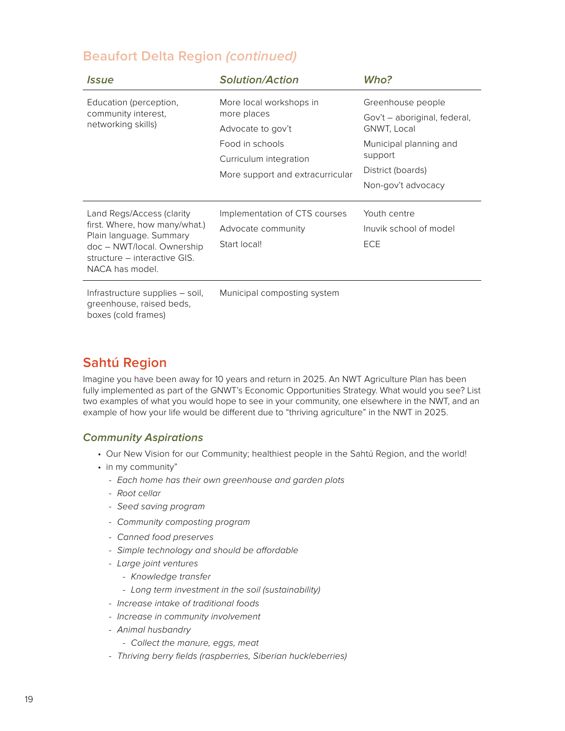## Beaufort Delta Region *(continued)*

| *Issue* | *Solution/Action* | *Who?* |
|---|---|---|
| Education (perception, community interest, networking skills) | More local workshops in more places<br>Advocate to gov't<br>Food in schools<br>Curriculum integration<br>More support and extracurricular | Greenhouse people<br>Gov't – aboriginal, federal, GNWT, Local<br>Municipal planning and support<br>District (boards)<br>Non-gov't advocacy |
| Land Regs/Access (clarity first. Where, how many/what.) Plain language. Summary doc – NWT/local. Ownership structure – interactive GIS. NACA has model. | Implementation of CTS courses<br>Advocate community<br>Start local! | Youth centre<br>Inuvik school of model<br>ECE |
| Infrastructure supplies – soil, greenhouse, raised beds, boxes (cold frames) | Municipal composting system | |

## Sahtú Region

Imagine you have been away for 10 years and return in 2025. An NWT Agriculture Plan has been fully implemented as part of the GNWT's Economic Opportunities Strategy. What would you see? List two examples of what you would hope to see in your community, one elsewhere in the NWT, and an example of how your life would be different due to "thriving agriculture" in the NWT in 2025.

### *Community Aspirations*

- Our New Vision for our Community; healthiest people in the Sahtú Region, and the world!
- in my community"
  - *Each home has their own greenhouse and garden plots*
  - *Root cellar*
  - *Seed saving program*
  - *Community composting program*
  - *Canned food preserves*
  - *Simple technology and should be affordable*
  - *Large joint ventures*
    - *Knowledge transfer*
    - *Long term investment in the soil (sustainability)*
  - *Increase intake of traditional foods*
  - *Increase in community involvement*
  - *Animal husbandry*
    - *Collect the manure, eggs, meat*
  - *Thriving berry fields (raspberries, Siberian huckleberries)*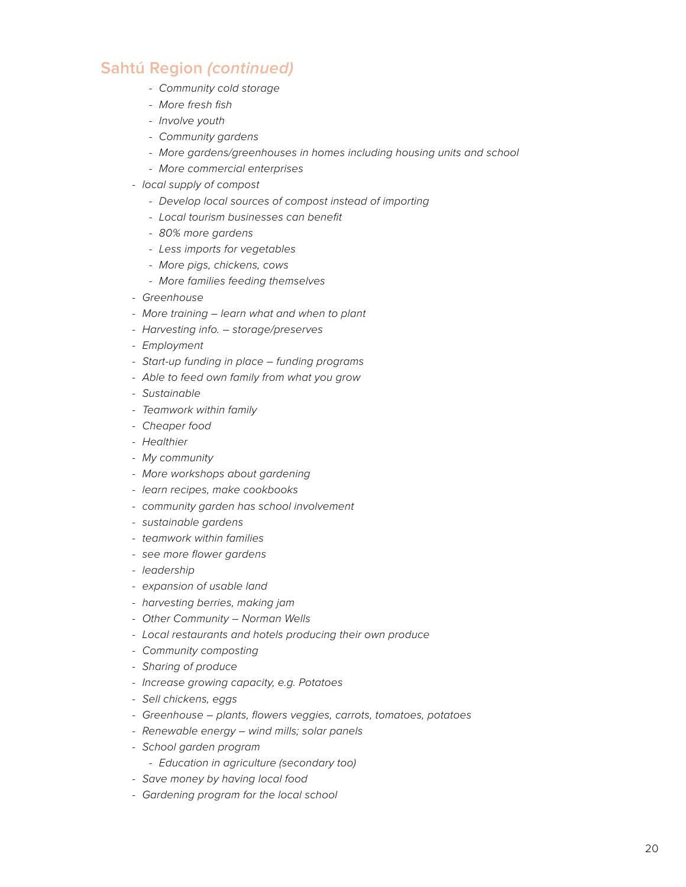## Sahtú Region *(continued)*

  - *Community cold storage*
  - *More fresh fish*
  - *Involve youth*
  - *Community gardens*
  - *More gardens/greenhouses in homes including housing units and school*
  - *More commercial enterprises*
- *local supply of compost*
  - *Develop local sources of compost instead of importing*
  - *Local tourism businesses can benefit*
  - *80% more gardens*
  - *Less imports for vegetables*
  - *More pigs, chickens, cows*
  - *More families feeding themselves*
- *Greenhouse*
- *More training – learn what and when to plant*
- *Harvesting info. – storage/preserves*
- *Employment*
- *Start-up funding in place – funding programs*
- *Able to feed own family from what you grow*
- *Sustainable*
- *Teamwork within family*
- *Cheaper food*
- *Healthier*
- *My community*
- *More workshops about gardening*
- *learn recipes, make cookbooks*
- *community garden has school involvement*
- *sustainable gardens*
- *teamwork within families*
- *see more flower gardens*
- *leadership*
- *expansion of usable land*
- *harvesting berries, making jam*
- *Other Community – Norman Wells*
- *Local restaurants and hotels producing their own produce*
- *Community composting*
- *Sharing of produce*
- *Increase growing capacity, e.g. Potatoes*
- *Sell chickens, eggs*
- *Greenhouse – plants, flowers veggies, carrots, tomatoes, potatoes*
- *Renewable energy – wind mills; solar panels*
- *School garden program*
  - *Education in agriculture (secondary too)*
- *Save money by having local food*
- *Gardening program for the local school*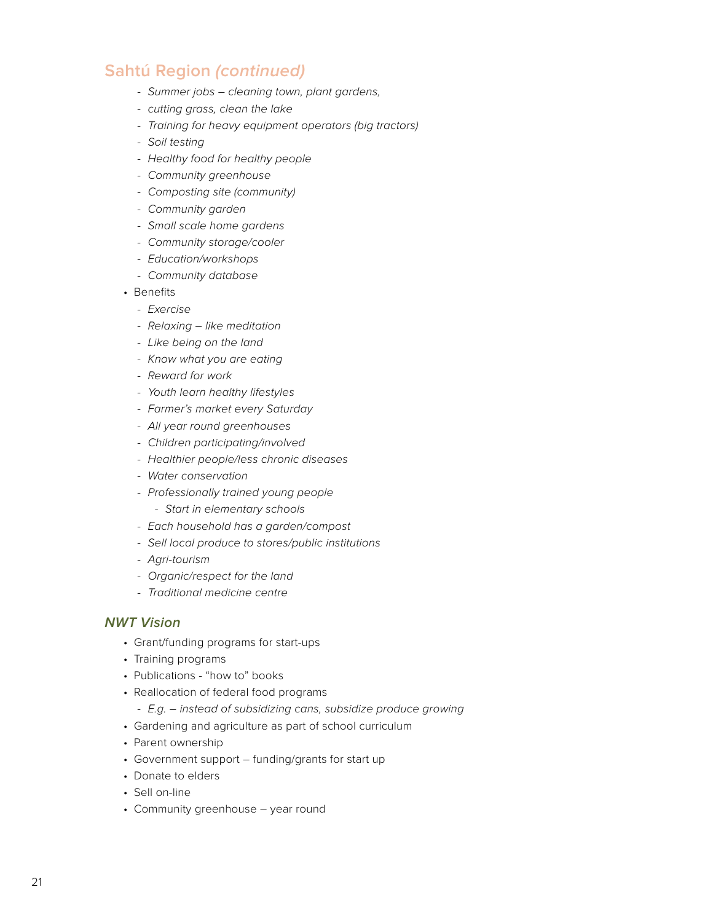## Sahtú Region *(continued)*

  - *Summer jobs – cleaning town, plant gardens,*
  - *cutting grass, clean the lake*
  - *Training for heavy equipment operators (big tractors)*
  - *Soil testing*
  - *Healthy food for healthy people*
  - *Community greenhouse*
  - *Composting site (community)*
  - *Community garden*
  - *Small scale home gardens*
  - *Community storage/cooler*
  - *Education/workshops*
  - *Community database*
- Benefits
  - *Exercise*
  - *Relaxing – like meditation*
  - *Like being on the land*
  - *Know what you are eating*
  - *Reward for work*
  - *Youth learn healthy lifestyles*
  - *Farmer's market every Saturday*
  - *All year round greenhouses*
  - *Children participating/involved*
  - *Healthier people/less chronic diseases*
  - *Water conservation*
  - *Professionally trained young people*
    - *Start in elementary schools*
  - *Each household has a garden/compost*
  - *Sell local produce to stores/public institutions*
  - *Agri-tourism*
  - *Organic/respect for the land*
  - *Traditional medicine centre*

### *NWT Vision*

- Grant/funding programs for start-ups
- Training programs
- Publications - "how to" books
- Reallocation of federal food programs
  - *E.g. – instead of subsidizing cans, subsidize produce growing*
- Gardening and agriculture as part of school curriculum
- Parent ownership
- Government support – funding/grants for start up
- Donate to elders
- Sell on-line
- Community greenhouse – year round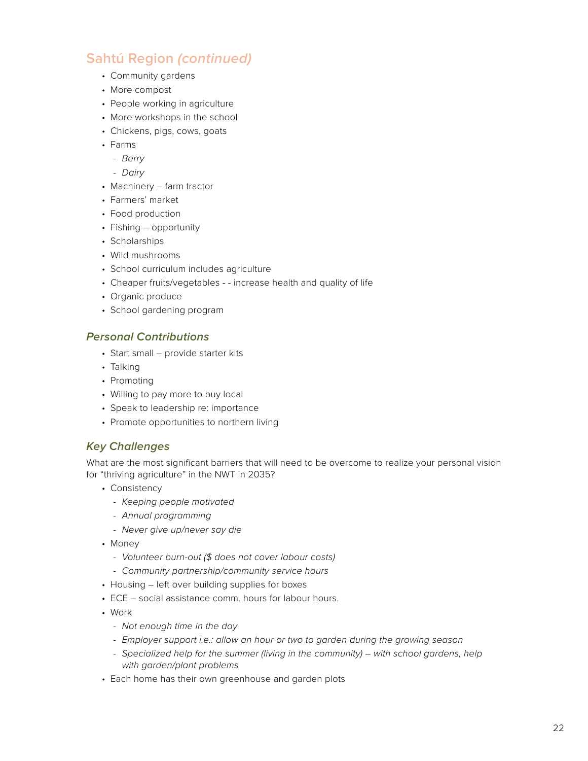## Sahtú Region *(continued)*

- Community gardens
- More compost
- People working in agriculture
- More workshops in the school
- Chickens, pigs, cows, goats
- Farms
  - *Berry*
  - *Dairy*
- Machinery – farm tractor
- Farmers' market
- Food production
- Fishing – opportunity
- Scholarships
- Wild mushrooms
- School curriculum includes agriculture
- Cheaper fruits/vegetables - - increase health and quality of life
- Organic produce
- School gardening program

### *Personal Contributions*

- Start small – provide starter kits
- Talking
- Promoting
- Willing to pay more to buy local
- Speak to leadership re: importance
- Promote opportunities to northern living

### *Key Challenges*

What are the most significant barriers that will need to be overcome to realize your personal vision for "thriving agriculture" in the NWT in 2035?

- Consistency
  - *Keeping people motivated*
  - *Annual programming*
  - *Never give up/never say die*
- Money
  - *Volunteer burn-out ($ does not cover labour costs)*
  - *Community partnership/community service hours*
- Housing – left over building supplies for boxes
- ECE – social assistance comm. hours for labour hours.
- Work
  - *Not enough time in the day*
  - *Employer support i.e.: allow an hour or two to garden during the growing season*
  - *Specialized help for the summer (living in the community) – with school gardens, help with garden/plant problems*
- Each home has their own greenhouse and garden plots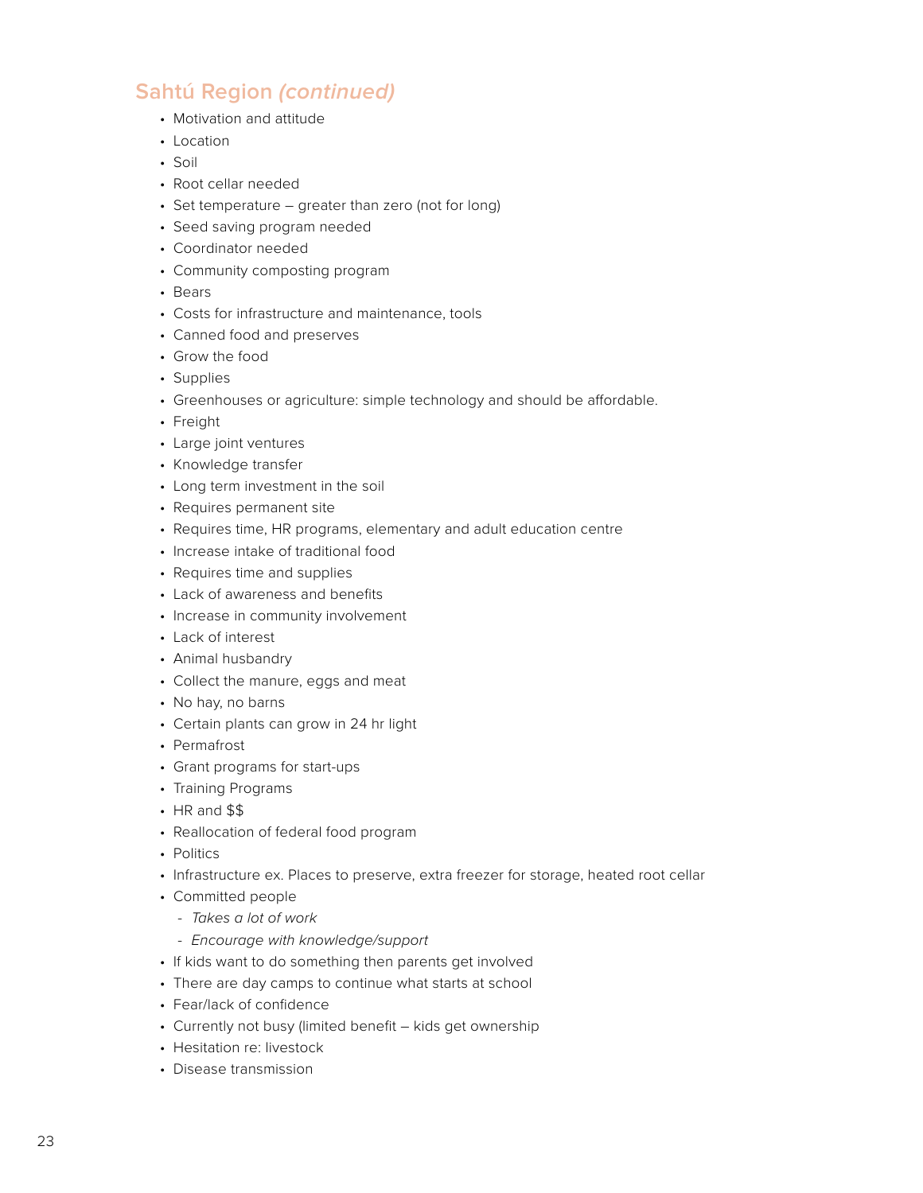## Sahtú Region *(continued)*

- Motivation and attitude
- Location
- Soil
- Root cellar needed
- Set temperature – greater than zero (not for long)
- Seed saving program needed
- Coordinator needed
- Community composting program
- Bears
- Costs for infrastructure and maintenance, tools
- Canned food and preserves
- Grow the food
- Supplies
- Greenhouses or agriculture: simple technology and should be affordable.
- Freight
- Large joint ventures
- Knowledge transfer
- Long term investment in the soil
- Requires permanent site
- Requires time, HR programs, elementary and adult education centre
- Increase intake of traditional food
- Requires time and supplies
- Lack of awareness and benefits
- Increase in community involvement
- Lack of interest
- Animal husbandry
- Collect the manure, eggs and meat
- No hay, no barns
- Certain plants can grow in 24 hr light
- Permafrost
- Grant programs for start-ups
- Training Programs
- HR and $$
- Reallocation of federal food program
- Politics
- Infrastructure ex. Places to preserve, extra freezer for storage, heated root cellar
- Committed people
  - *Takes a lot of work*
  - *Encourage with knowledge/support*
- If kids want to do something then parents get involved
- There are day camps to continue what starts at school
- Fear/lack of confidence
- Currently not busy (limited benefit – kids get ownership
- Hesitation re: livestock
- Disease transmission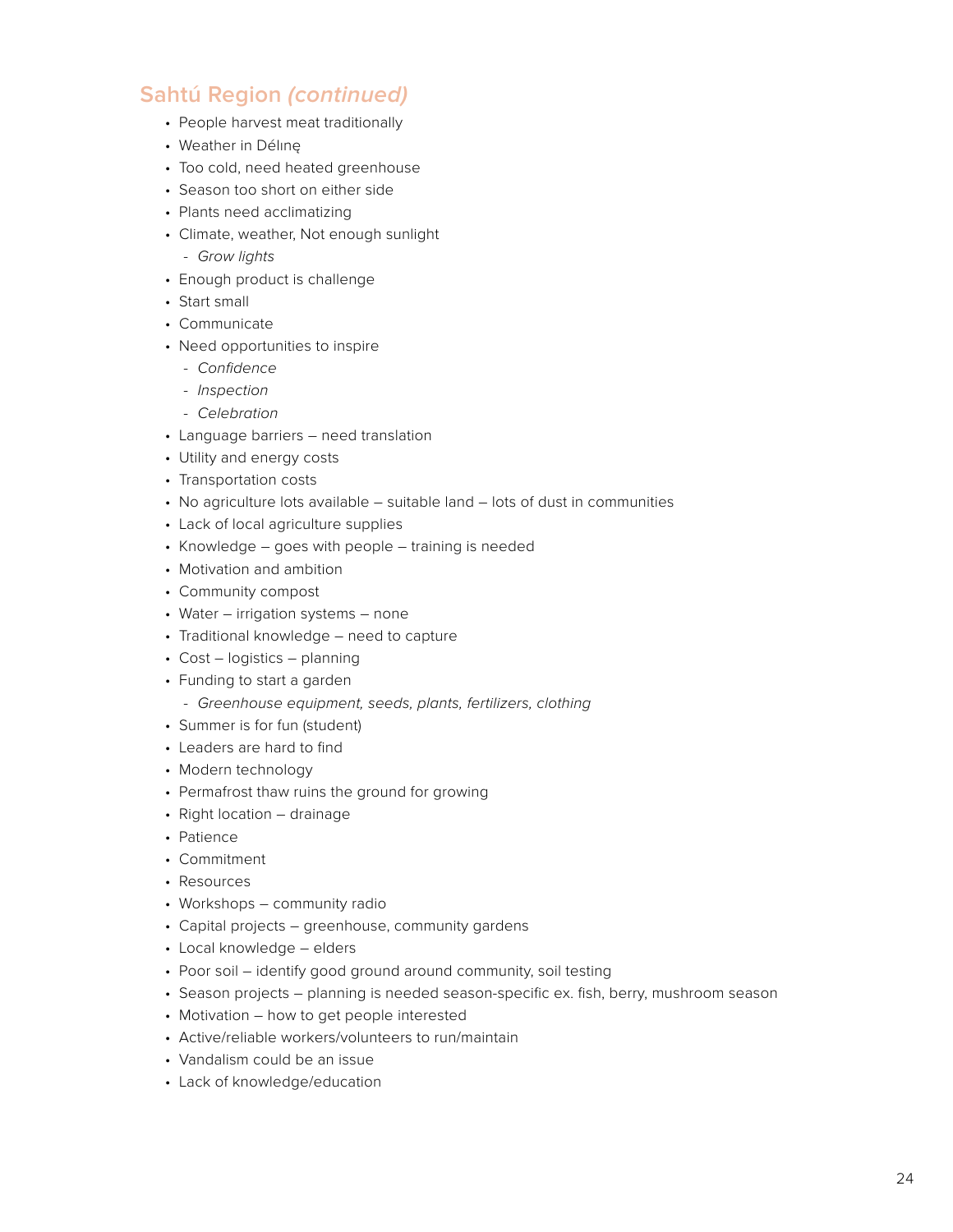## Sahtú Region *(continued)*

- People harvest meat traditionally
- Weather in Délı̨nę
- Too cold, need heated greenhouse
- Season too short on either side
- Plants need acclimatizing
- Climate, weather, Not enough sunlight
  - *Grow lights*
- Enough product is challenge
- Start small
- Communicate
- Need opportunities to inspire
  - *Confidence*
  - *Inspection*
  - *Celebration*
- Language barriers – need translation
- Utility and energy costs
- Transportation costs
- No agriculture lots available – suitable land – lots of dust in communities
- Lack of local agriculture supplies
- Knowledge – goes with people – training is needed
- Motivation and ambition
- Community compost
- Water – irrigation systems – none
- Traditional knowledge – need to capture
- Cost – logistics – planning
- Funding to start a garden
  - *Greenhouse equipment, seeds, plants, fertilizers, clothing*
- Summer is for fun (student)
- Leaders are hard to find
- Modern technology
- Permafrost thaw ruins the ground for growing
- Right location – drainage
- Patience
- Commitment
- Resources
- Workshops – community radio
- Capital projects – greenhouse, community gardens
- Local knowledge – elders
- Poor soil – identify good ground around community, soil testing
- Season projects – planning is needed season-specific ex. fish, berry, mushroom season
- Motivation – how to get people interested
- Active/reliable workers/volunteers to run/maintain
- Vandalism could be an issue
- Lack of knowledge/education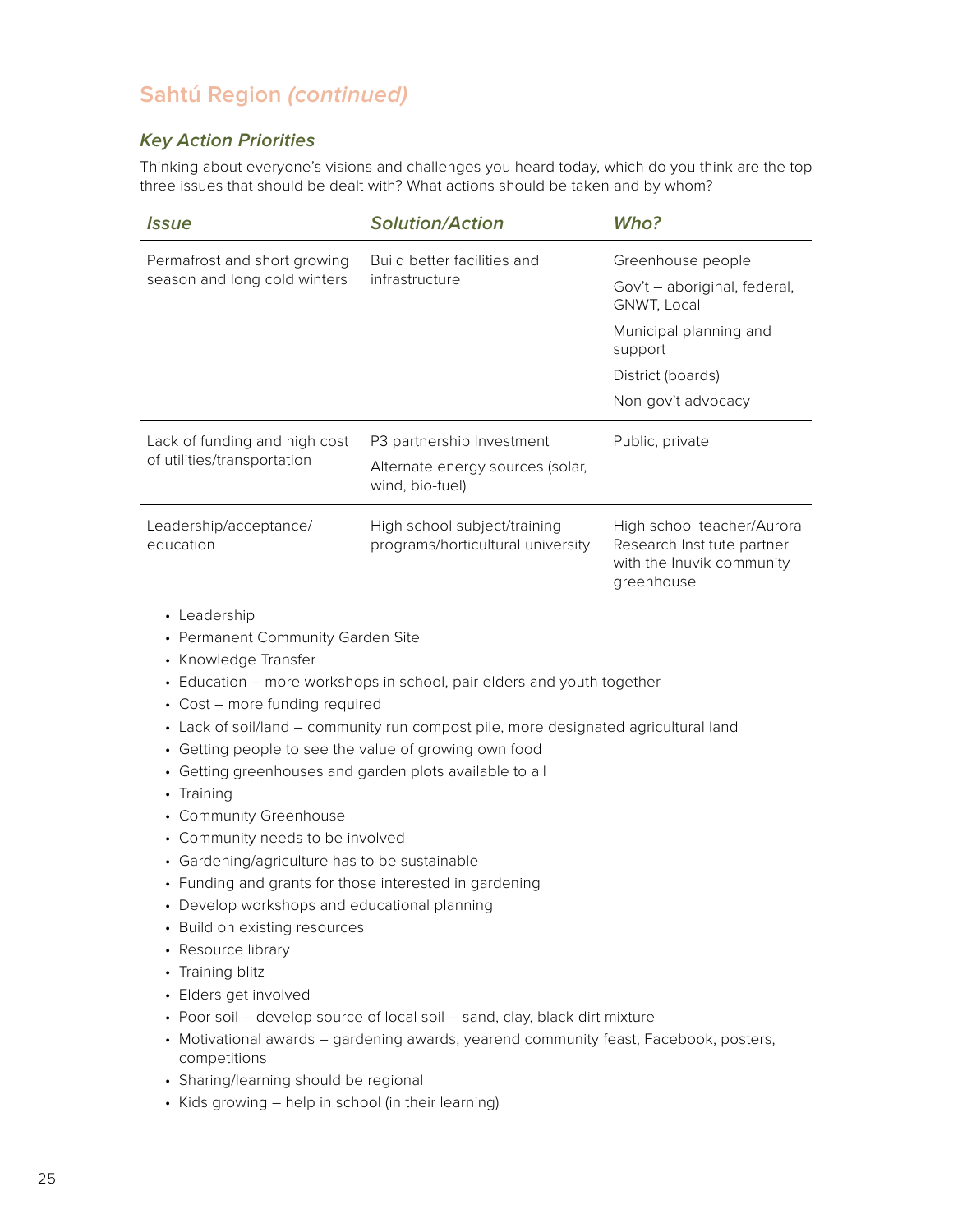## Sahtú Region *(continued)*

### *Key Action Priorities*

Thinking about everyone's visions and challenges you heard today, which do you think are the top three issues that should be dealt with? What actions should be taken and by whom?

| *Issue* | *Solution/Action* | *Who?* |
|---|---|---|
| Permafrost and short growing season and long cold winters | Build better facilities and infrastructure | Greenhouse people<br>Gov't – aboriginal, federal, GNWT, Local<br>Municipal planning and support<br>District (boards)<br>Non-gov't advocacy |
| Lack of funding and high cost of utilities/transportation | P3 partnership Investment<br>Alternate energy sources (solar, wind, bio-fuel) | Public, private |
| Leadership/acceptance/ education | High school subject/training programs/horticultural university | High school teacher/Aurora Research Institute partner with the Inuvik community greenhouse |

- Leadership
- Permanent Community Garden Site
- Knowledge Transfer
- Education – more workshops in school, pair elders and youth together
- Cost – more funding required
- Lack of soil/land – community run compost pile, more designated agricultural land
- Getting people to see the value of growing own food
- Getting greenhouses and garden plots available to all
- Training
- Community Greenhouse
- Community needs to be involved
- Gardening/agriculture has to be sustainable
- Funding and grants for those interested in gardening
- Develop workshops and educational planning
- Build on existing resources
- Resource library
- Training blitz
- Elders get involved
- Poor soil – develop source of local soil – sand, clay, black dirt mixture
- Motivational awards – gardening awards, yearend community feast, Facebook, posters, competitions
- Sharing/learning should be regional
- Kids growing – help in school (in their learning)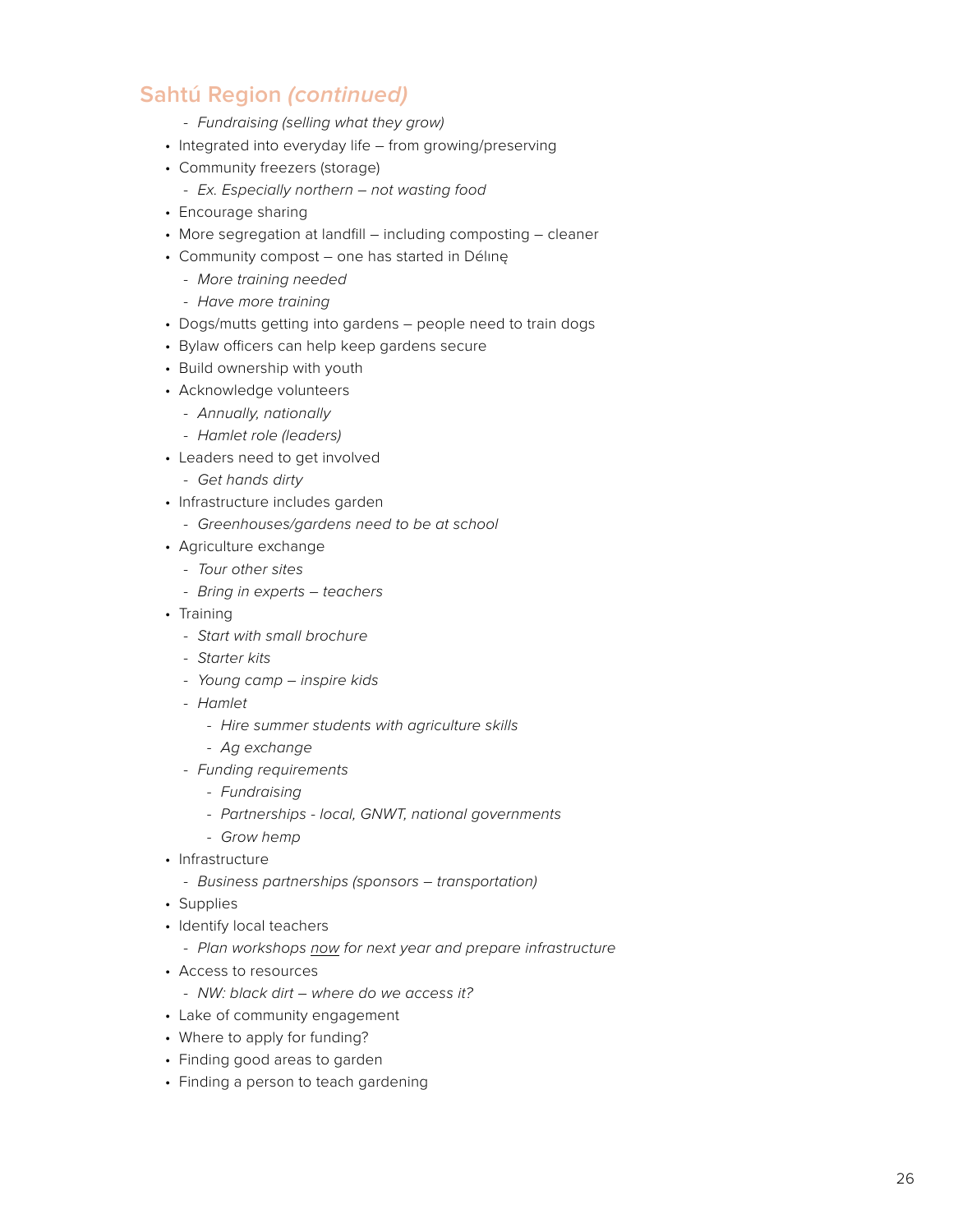## Sahtú Region *(continued)*

  - *Fundraising (selling what they grow)*
- Integrated into everyday life – from growing/preserving
- Community freezers (storage)
  - *Ex. Especially northern – not wasting food*
- Encourage sharing
- More segregation at landfill – including composting – cleaner
- Community compost – one has started in Délınę
  - *More training needed*
  - *Have more training*
- Dogs/mutts getting into gardens – people need to train dogs
- Bylaw officers can help keep gardens secure
- Build ownership with youth
- Acknowledge volunteers
  - *Annually, nationally*
  - *Hamlet role (leaders)*
- Leaders need to get involved
  - *Get hands dirty*
- Infrastructure includes garden
  - *Greenhouses/gardens need to be at school*
- Agriculture exchange
  - *Tour other sites*
  - *Bring in experts – teachers*
- Training
  - *Start with small brochure*
  - *Starter kits*
  - *Young camp – inspire kids*
  - *Hamlet*
    - *Hire summer students with agriculture skills*
    - *Ag exchange*
  - *Funding requirements*
    - *Fundraising*
    - *Partnerships - local, GNWT, national governments*
    - *Grow hemp*
- Infrastructure
  - *Business partnerships (sponsors – transportation)*
- Supplies
- Identify local teachers
  - *Plan workshops <u>now</u> for next year and prepare infrastructure*
- Access to resources
  - *NW: black dirt – where do we access it?*
- Lake of community engagement
- Where to apply for funding?
- Finding good areas to garden
- Finding a person to teach gardening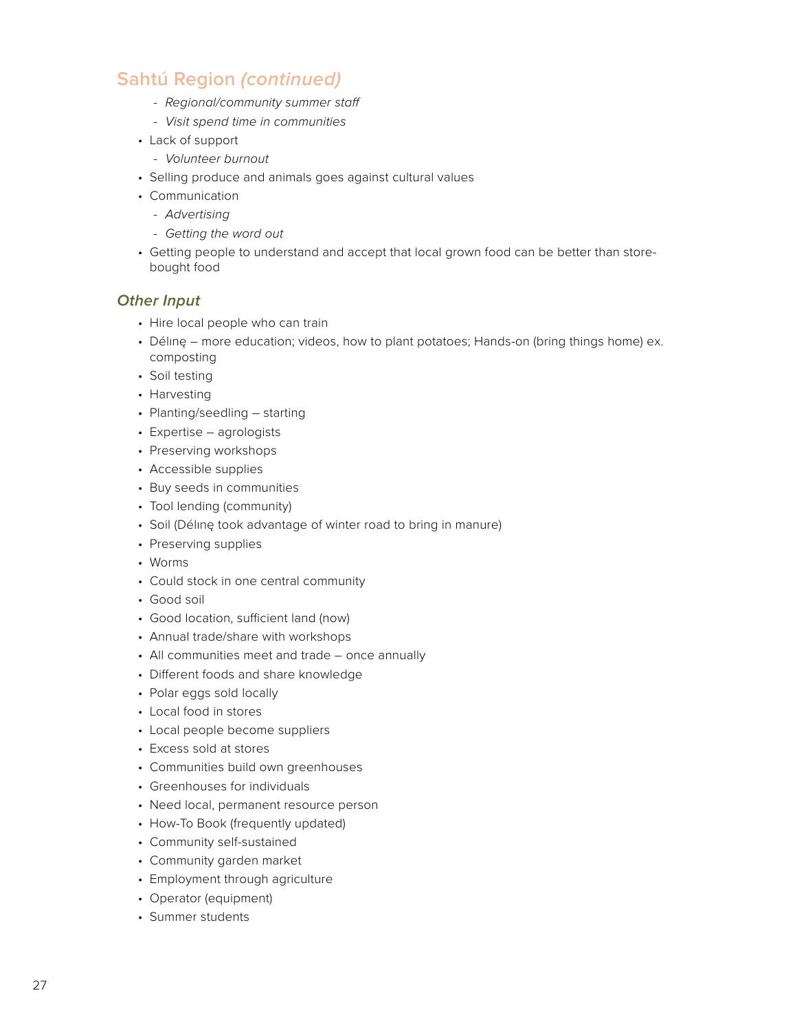## Sahtú Region *(continued)*

  - *Regional/community summer staff*
  - *Visit spend time in communities*
- Lack of support
  - *Volunteer burnout*
- Selling produce and animals goes against cultural values
- Communication
  - *Advertising*
  - *Getting the word out*
- Getting people to understand and accept that local grown food can be better than store-bought food

### *Other Input*

- Hire local people who can train
- Délınę – more education; videos, how to plant potatoes; Hands-on (bring things home) ex. composting
- Soil testing
- Harvesting
- Planting/seedling – starting
- Expertise – agrologists
- Preserving workshops
- Accessible supplies
- Buy seeds in communities
- Tool lending (community)
- Soil (Délınę took advantage of winter road to bring in manure)
- Preserving supplies
- Worms
- Could stock in one central community
- Good soil
- Good location, sufficient land (now)
- Annual trade/share with workshops
- All communities meet and trade – once annually
- Different foods and share knowledge
- Polar eggs sold locally
- Local food in stores
- Local people become suppliers
- Excess sold at stores
- Communities build own greenhouses
- Greenhouses for individuals
- Need local, permanent resource person
- How-To Book (frequently updated)
- Community self-sustained
- Community garden market
- Employment through agriculture
- Operator (equipment)
- Summer students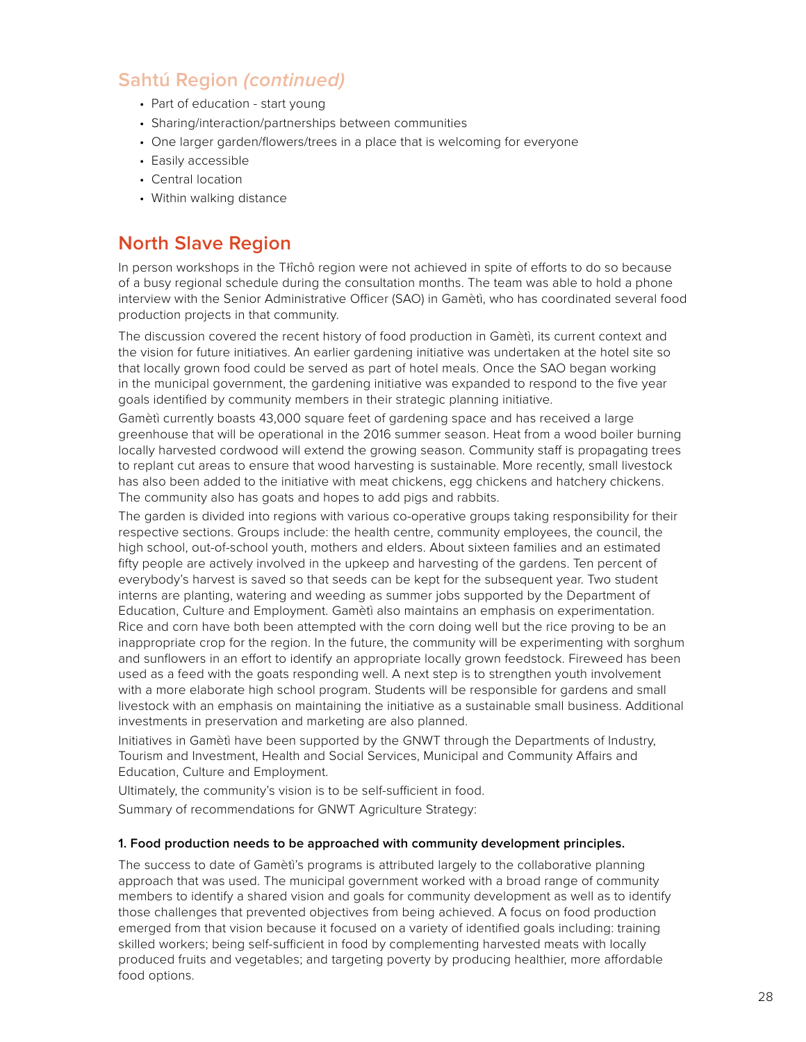## Sahtú Region *(continued)*

- Part of education - start young
- Sharing/interaction/partnerships between communities
- One larger garden/flowers/trees in a place that is welcoming for everyone
- Easily accessible
- Central location
- Within walking distance

## North Slave Region

In person workshops in the Tłı̨chǫ region were not achieved in spite of efforts to do so because of a busy regional schedule during the consultation months. The team was able to hold a phone interview with the Senior Administrative Officer (SAO) in Gamètì, who has coordinated several food production projects in that community.

The discussion covered the recent history of food production in Gamètì, its current context and the vision for future initiatives. An earlier gardening initiative was undertaken at the hotel site so that locally grown food could be served as part of hotel meals. Once the SAO began working in the municipal government, the gardening initiative was expanded to respond to the five year goals identified by community members in their strategic planning initiative.

Gamètì currently boasts 43,000 square feet of gardening space and has received a large greenhouse that will be operational in the 2016 summer season. Heat from a wood boiler burning locally harvested cordwood will extend the growing season. Community staff is propagating trees to replant cut areas to ensure that wood harvesting is sustainable. More recently, small livestock has also been added to the initiative with meat chickens, egg chickens and hatchery chickens. The community also has goats and hopes to add pigs and rabbits.

The garden is divided into regions with various co-operative groups taking responsibility for their respective sections. Groups include: the health centre, community employees, the council, the high school, out-of-school youth, mothers and elders. About sixteen families and an estimated fifty people are actively involved in the upkeep and harvesting of the gardens. Ten percent of everybody's harvest is saved so that seeds can be kept for the subsequent year. Two student interns are planting, watering and weeding as summer jobs supported by the Department of Education, Culture and Employment. Gamètì also maintains an emphasis on experimentation. Rice and corn have both been attempted with the corn doing well but the rice proving to be an inappropriate crop for the region. In the future, the community will be experimenting with sorghum and sunflowers in an effort to identify an appropriate locally grown feedstock. Fireweed has been used as a feed with the goats responding well. A next step is to strengthen youth involvement with a more elaborate high school program. Students will be responsible for gardens and small livestock with an emphasis on maintaining the initiative as a sustainable small business. Additional investments in preservation and marketing are also planned.

Initiatives in Gamètì have been supported by the GNWT through the Departments of Industry, Tourism and Investment, Health and Social Services, Municipal and Community Affairs and Education, Culture and Employment.

Ultimately, the community's vision is to be self-sufficient in food.

Summary of recommendations for GNWT Agriculture Strategy:

**1. Food production needs to be approached with community development principles.**

The success to date of Gamètì's programs is attributed largely to the collaborative planning approach that was used. The municipal government worked with a broad range of community members to identify a shared vision and goals for community development as well as to identify those challenges that prevented objectives from being achieved. A focus on food production emerged from that vision because it focused on a variety of identified goals including: training skilled workers; being self-sufficient in food by complementing harvested meats with locally produced fruits and vegetables; and targeting poverty by producing healthier, more affordable food options.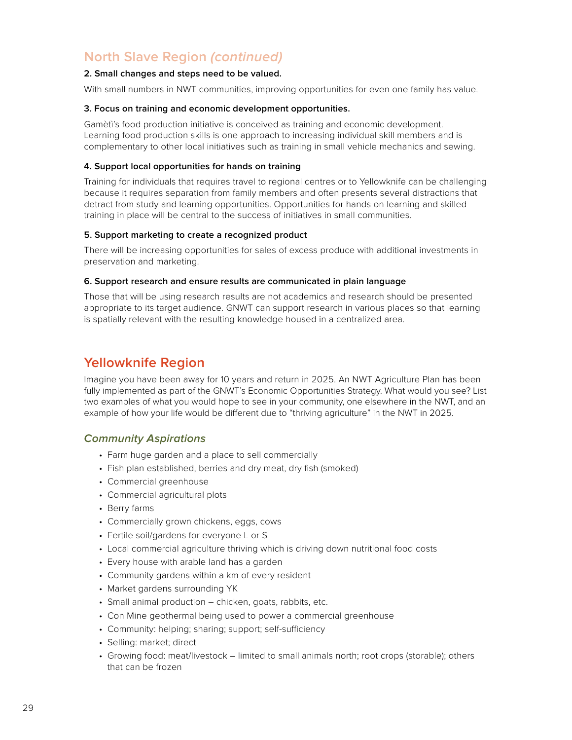## North Slave Region *(continued)*

**2. Small changes and steps need to be valued.**

With small numbers in NWT communities, improving opportunities for even one family has value.

**3. Focus on training and economic development opportunities.**

Gamètì's food production initiative is conceived as training and economic development. Learning food production skills is one approach to increasing individual skill members and is complementary to other local initiatives such as training in small vehicle mechanics and sewing.

**4. Support local opportunities for hands on training**

Training for individuals that requires travel to regional centres or to Yellowknife can be challenging because it requires separation from family members and often presents several distractions that detract from study and learning opportunities. Opportunities for hands on learning and skilled training in place will be central to the success of initiatives in small communities.

**5. Support marketing to create a recognized product**

There will be increasing opportunities for sales of excess produce with additional investments in preservation and marketing.

**6. Support research and ensure results are communicated in plain language**

Those that will be using research results are not academics and research should be presented appropriate to its target audience. GNWT can support research in various places so that learning is spatially relevant with the resulting knowledge housed in a centralized area.

## Yellowknife Region

Imagine you have been away for 10 years and return in 2025. An NWT Agriculture Plan has been fully implemented as part of the GNWT's Economic Opportunities Strategy. What would you see? List two examples of what you would hope to see in your community, one elsewhere in the NWT, and an example of how your life would be different due to "thriving agriculture" in the NWT in 2025.

### *Community Aspirations*

- Farm huge garden and a place to sell commercially
- Fish plan established, berries and dry meat, dry fish (smoked)
- Commercial greenhouse
- Commercial agricultural plots
- Berry farms
- Commercially grown chickens, eggs, cows
- Fertile soil/gardens for everyone L or S
- Local commercial agriculture thriving which is driving down nutritional food costs
- Every house with arable land has a garden
- Community gardens within a km of every resident
- Market gardens surrounding YK
- Small animal production – chicken, goats, rabbits, etc.
- Con Mine geothermal being used to power a commercial greenhouse
- Community: helping; sharing; support; self-sufficiency
- Selling: market; direct
- Growing food: meat/livestock – limited to small animals north; root crops (storable); others that can be frozen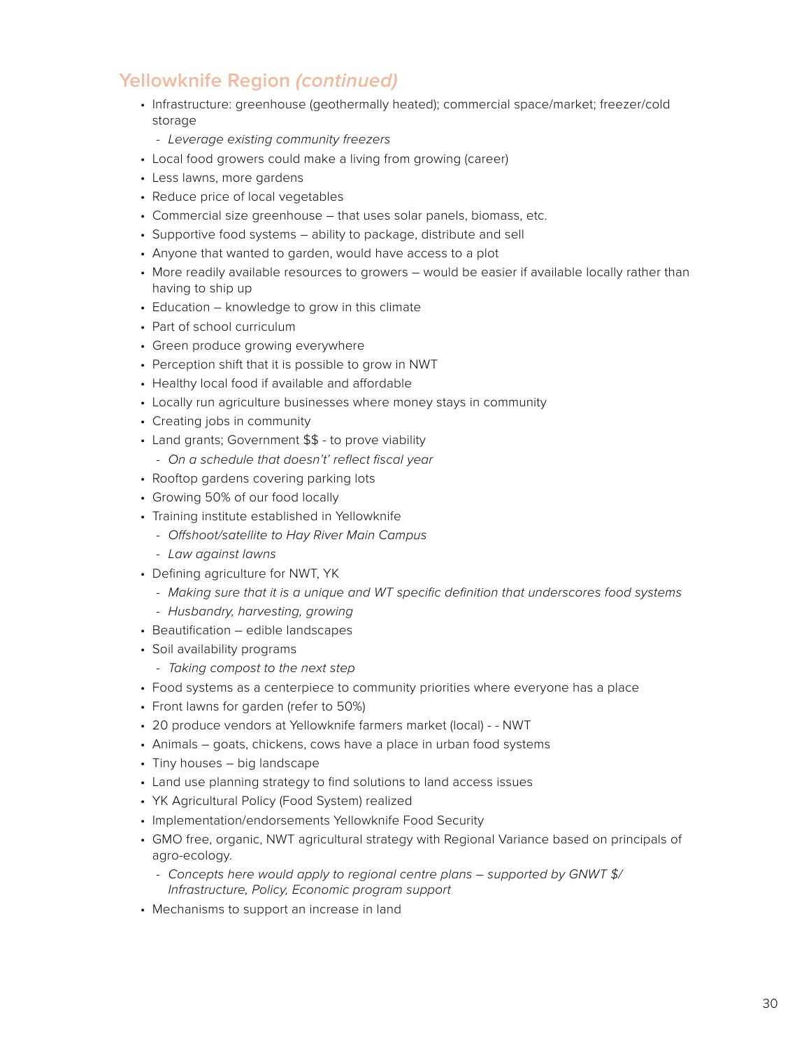## Yellowknife Region *(continued)*

- Infrastructure: greenhouse (geothermally heated); commercial space/market; freezer/cold storage
  - *Leverage existing community freezers*
- Local food growers could make a living from growing (career)
- Less lawns, more gardens
- Reduce price of local vegetables
- Commercial size greenhouse – that uses solar panels, biomass, etc.
- Supportive food systems – ability to package, distribute and sell
- Anyone that wanted to garden, would have access to a plot
- More readily available resources to growers – would be easier if available locally rather than having to ship up
- Education – knowledge to grow in this climate
- Part of school curriculum
- Green produce growing everywhere
- Perception shift that it is possible to grow in NWT
- Healthy local food if available and affordable
- Locally run agriculture businesses where money stays in community
- Creating jobs in community
- Land grants; Government $$ - to prove viability
  - *On a schedule that doesn't' reflect fiscal year*
- Rooftop gardens covering parking lots
- Growing 50% of our food locally
- Training institute established in Yellowknife
  - *Offshoot/satellite to Hay River Main Campus*
  - *Law against lawns*
- Defining agriculture for NWT, YK
  - *Making sure that it is a unique and WT specific definition that underscores food systems*
  - *Husbandry, harvesting, growing*
- Beautification – edible landscapes
- Soil availability programs
  - *Taking compost to the next step*
- Food systems as a centerpiece to community priorities where everyone has a place
- Front lawns for garden (refer to 50%)
- 20 produce vendors at Yellowknife farmers market (local) - - NWT
- Animals – goats, chickens, cows have a place in urban food systems
- Tiny houses – big landscape
- Land use planning strategy to find solutions to land access issues
- YK Agricultural Policy (Food System) realized
- Implementation/endorsements Yellowknife Food Security
- GMO free, organic, NWT agricultural strategy with Regional Variance based on principals of agro-ecology.
  - *Concepts here would apply to regional centre plans – supported by GNWT $/ Infrastructure, Policy, Economic program support*
- Mechanisms to support an increase in land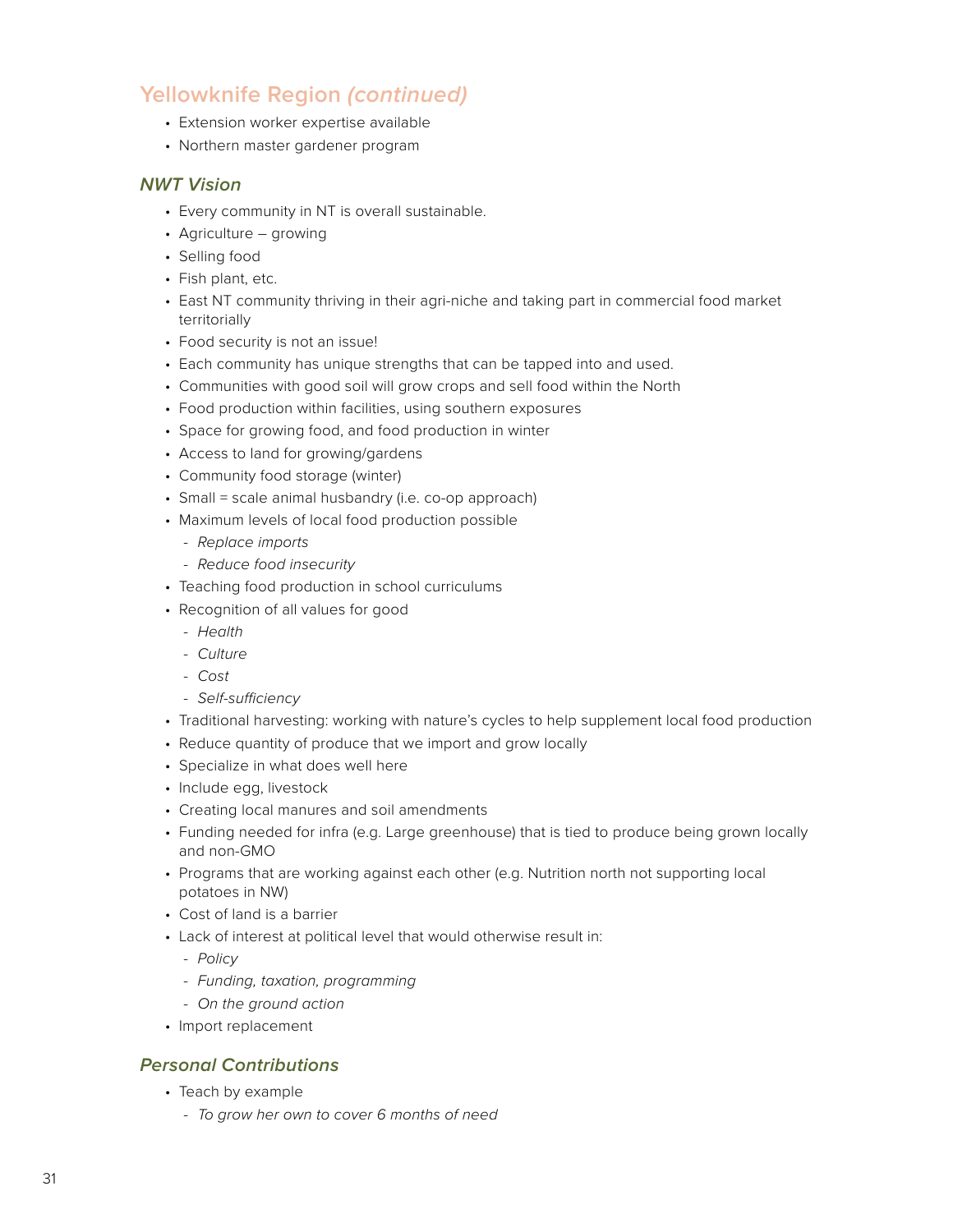## Yellowkni﻿fe Region *(continued)*

- Extension worker expertise available
- Northern master gardener program

### *NWT Vision*

- Every community in NT is overall sustainable.
- Agriculture – growing
- Selling food
- Fish plant, etc.
- East NT community thriving in their agri-niche and taking part in commercial food market territorially
- Food security is not an issue!
- Each community has unique strengths that can be tapped into and used.
- Communities with good soil will grow crops and sell food within the North
- Food production within facilities, using southern exposures
- Space for growing food, and food production in winter
- Access to land for growing/gardens
- Community food storage (winter)
- Small = scale animal husbandry (i.e. co-op approach)
- Maximum levels of local food production possible
  - *Replace imports*
  - *Reduce food insecurity*
- Teaching food production in school curriculums
- Recognition of all values for good
  - *Health*
  - *Culture*
  - *Cost*
  - *Self-sufficiency*
- Traditional harvesting: working with nature's cycles to help supplement local food production
- Reduce quantity of produce that we import and grow locally
- Specialize in what does well here
- Include egg, livestock
- Creating local manures and soil amendments
- Funding needed for infra (e.g. Large greenhouse) that is tied to produce being grown locally and non-GMO
- Programs that are working against each other (e.g. Nutrition north not supporting local potatoes in NW)
- Cost of land is a barrier
- Lack of interest at political level that would otherwise result in:
  - *Policy*
  - *Funding, taxation, programming*
  - *On the ground action*
- Import replacement

### *Personal Contributions*

- Teach by example
  - *To grow her own to cover 6 months of need*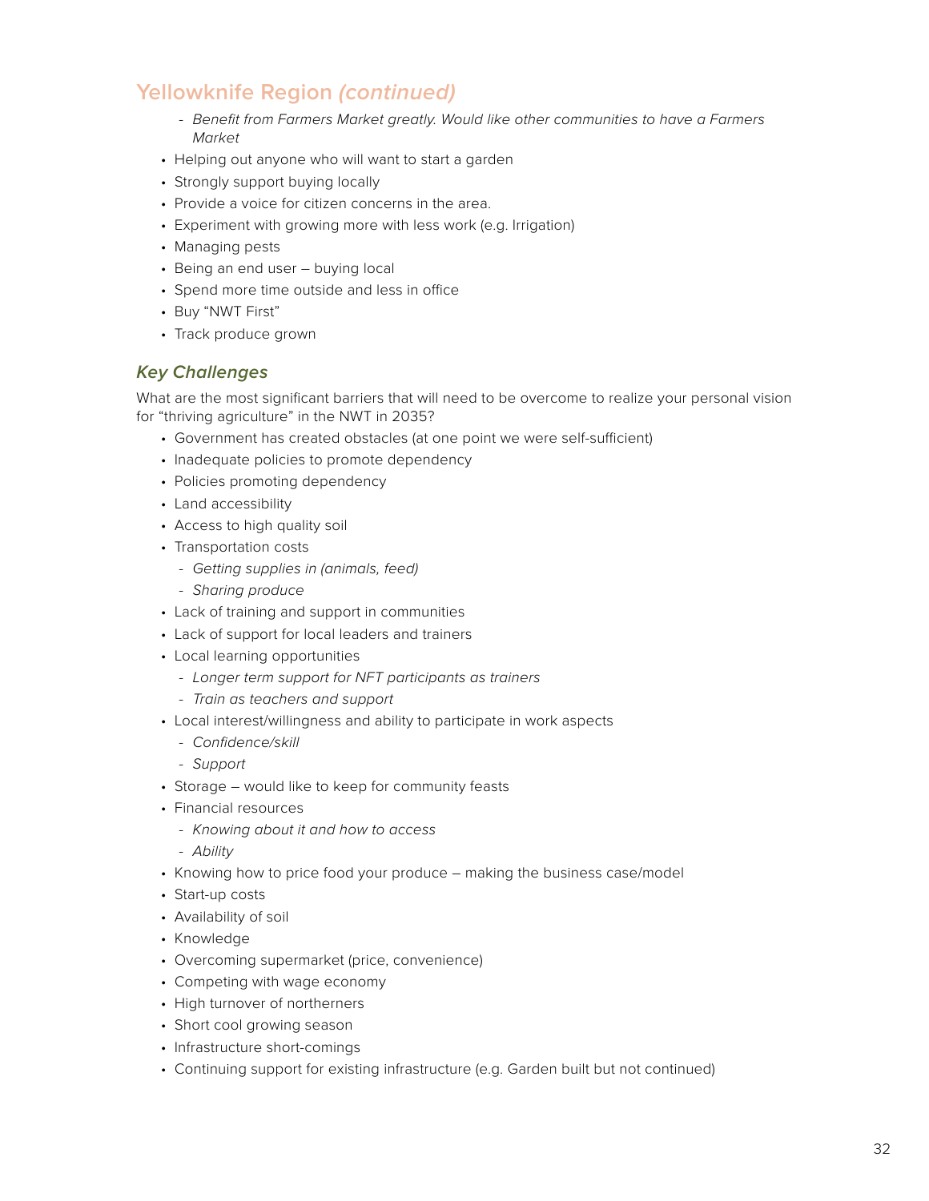## Yellowknife Region *(continued)*

  - *Benefit from Farmers Market greatly. Would like other communities to have a Farmers Market*
- Helping out anyone who will want to start a garden
- Strongly support buying locally
- Provide a voice for citizen concerns in the area.
- Experiment with growing more with less work (e.g. Irrigation)
- Managing pests
- Being an end user – buying local
- Spend more time outside and less in office
- Buy "NWT First"
- Track produce grown

### *Key Challenges*

What are the most significant barriers that will need to be overcome to realize your personal vision for "thriving agriculture" in the NWT in 2035?

- Government has created obstacles (at one point we were self-sufficient)
- Inadequate policies to promote dependency
- Policies promoting dependency
- Land accessibility
- Access to high quality soil
- Transportation costs
  - *Getting supplies in (animals, feed)*
  - *Sharing produce*
- Lack of training and support in communities
- Lack of support for local leaders and trainers
- Local learning opportunities
  - *Longer term support for NFT participants as trainers*
  - *Train as teachers and support*
- Local interest/willingness and ability to participate in work aspects
  - *Confidence/skill*
  - *Support*
- Storage – would like to keep for community feasts
- Financial resources
  - *Knowing about it and how to access*
  - *Ability*
- Knowing how to price food your produce – making the business case/model
- Start-up costs
- Availability of soil
- Knowledge
- Overcoming supermarket (price, convenience)
- Competing with wage economy
- High turnover of northerners
- Short cool growing season
- Infrastructure short-comings
- Continuing support for existing infrastructure (e.g. Garden built but not continued)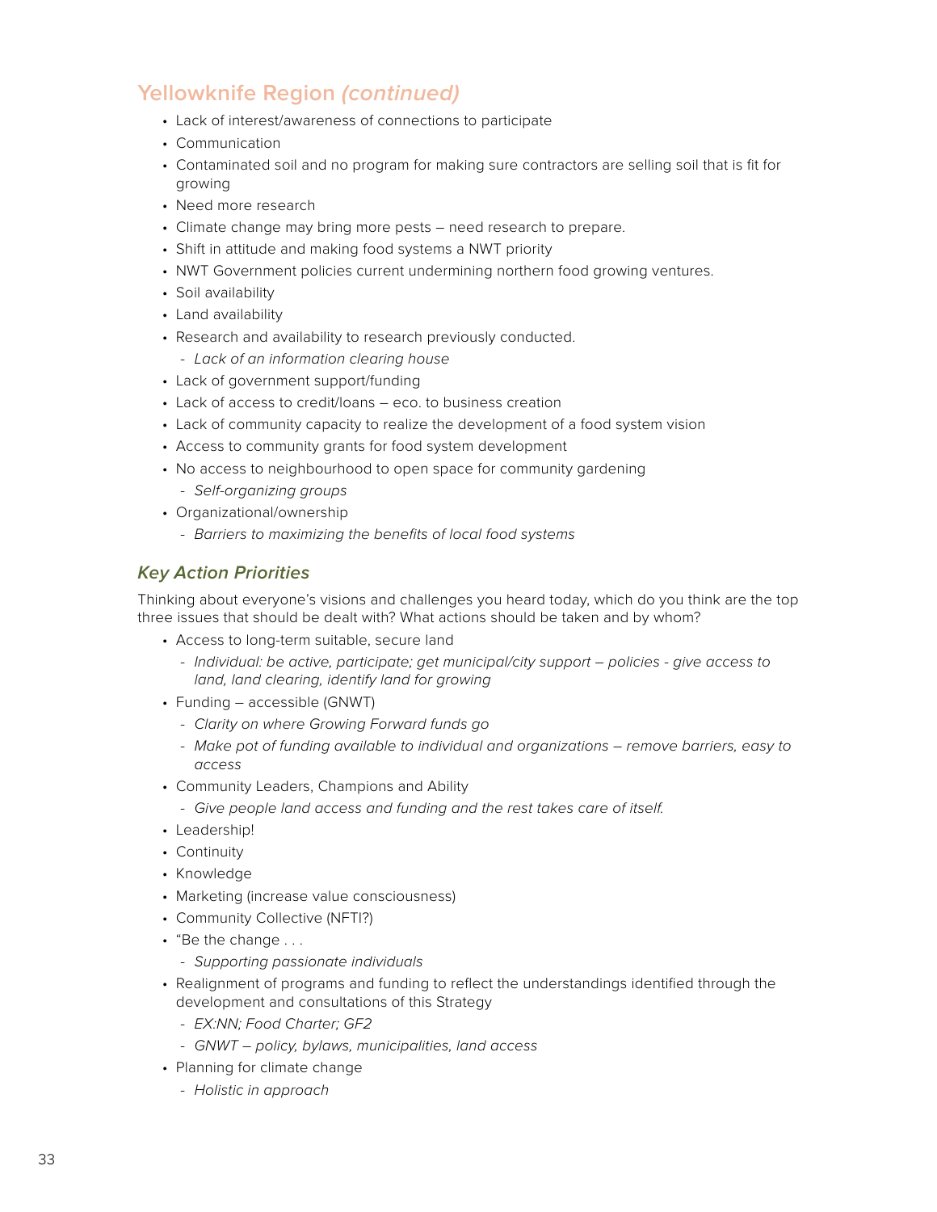## Yellowknife Region *(continued)*

- Lack of interest/awareness of connections to participate
- Communication
- Contaminated soil and no program for making sure contractors are selling soil that is fit for growing
- Need more research
- Climate change may bring more pests – need research to prepare.
- Shift in attitude and making food systems a NWT priority
- NWT Government policies current undermining northern food growing ventures.
- Soil availability
- Land availability
- Research and availability to research previously conducted.
  - *Lack of an information clearing house*
- Lack of government support/funding
- Lack of access to credit/loans – eco. to business creation
- Lack of community capacity to realize the development of a food system vision
- Access to community grants for food system development
- No access to neighbourhood to open space for community gardening
  - *Self-organizing groups*
- Organizational/ownership
  - *Barriers to maximizing the benefits of local food systems*

### *Key Action Priorities*

Thinking about everyone's visions and challenges you heard today, which do you think are the top three issues that should be dealt with? What actions should be taken and by whom?

- Access to long-term suitable, secure land
  - *Individual: be active, participate; get municipal/city support – policies - give access to land, land clearing, identify land for growing*
- Funding – accessible (GNWT)
  - *Clarity on where Growing Forward funds go*
  - *Make pot of funding available to individual and organizations – remove barriers, easy to access*
- Community Leaders, Champions and Ability
  - *Give people land access and funding and the rest takes care of itself.*
- Leadership!
- Continuity
- Knowledge
- Marketing (increase value consciousness)
- Community Collective (NFTI?)
- "Be the change . . .
  - *Supporting passionate individuals*
- Realignment of programs and funding to reflect the understandings identified through the development and consultations of this Strategy
  - *EX:NN; Food Charter; GF2*
  - *GNWT – policy, bylaws, municipalities, land access*
- Planning for climate change
  - *Holistic in approach*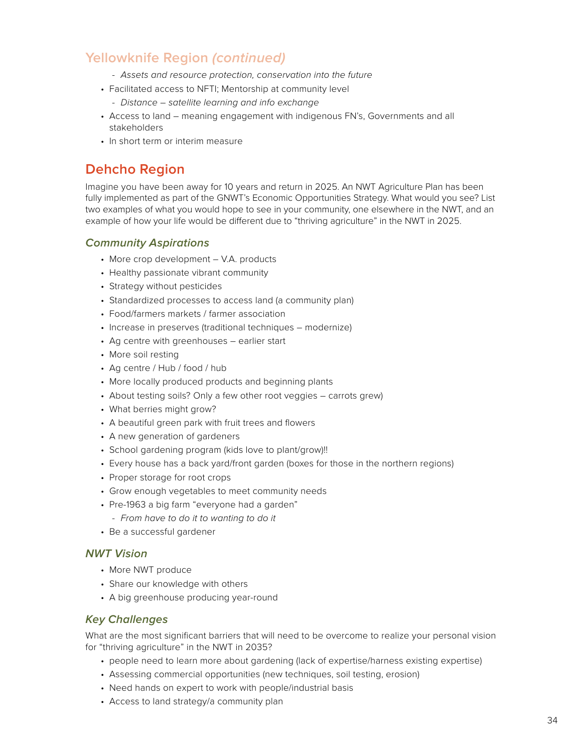## Yellowknife Region *(continued)*

  - *Assets and resource protection, conservation into the future*
- Facilitated access to NFTI; Mentorship at community level
  - *Distance – satellite learning and info exchange*
- Access to land – meaning engagement with indigenous FN's, Governments and all stakeholders
- In short term or interim measure

## Dehcho Region

Imagine you have been away for 10 years and return in 2025. An NWT Agriculture Plan has been fully implemented as part of the GNWT's Economic Opportunities Strategy. What would you see? List two examples of what you would hope to see in your community, one elsewhere in the NWT, and an example of how your life would be different due to "thriving agriculture" in the NWT in 2025.

### *Community Aspirations*

- More crop development – V.A. products
- Healthy passionate vibrant community
- Strategy without pesticides
- Standardized processes to access land (a community plan)
- Food/farmers markets / farmer association
- Increase in preserves (traditional techniques – modernize)
- Ag centre with greenhouses – earlier start
- More soil resting
- Ag centre / Hub / food / hub
- More locally produced products and beginning plants
- About testing soils? Only a few other root veggies – carrots grew)
- What berries might grow?
- A beautiful green park with fruit trees and flowers
- A new generation of gardeners
- School gardening program (kids love to plant/grow)!!
- Every house has a back yard/front garden (boxes for those in the northern regions)
- Proper storage for root crops
- Grow enough vegetables to meet community needs
- Pre-1963 a big farm "everyone had a garden"
  - *From have to do it to wanting to do it*
- Be a successful gardener

### *NWT Vision*

- More NWT produce
- Share our knowledge with others
- A big greenhouse producing year-round

### *Key Challenges*

What are the most significant barriers that will need to be overcome to realize your personal vision for "thriving agriculture" in the NWT in 2035?

- people need to learn more about gardening (lack of expertise/harness existing expertise)
- Assessing commercial opportunities (new techniques, soil testing, erosion)
- Need hands on expert to work with people/industrial basis
- Access to land strategy/a community plan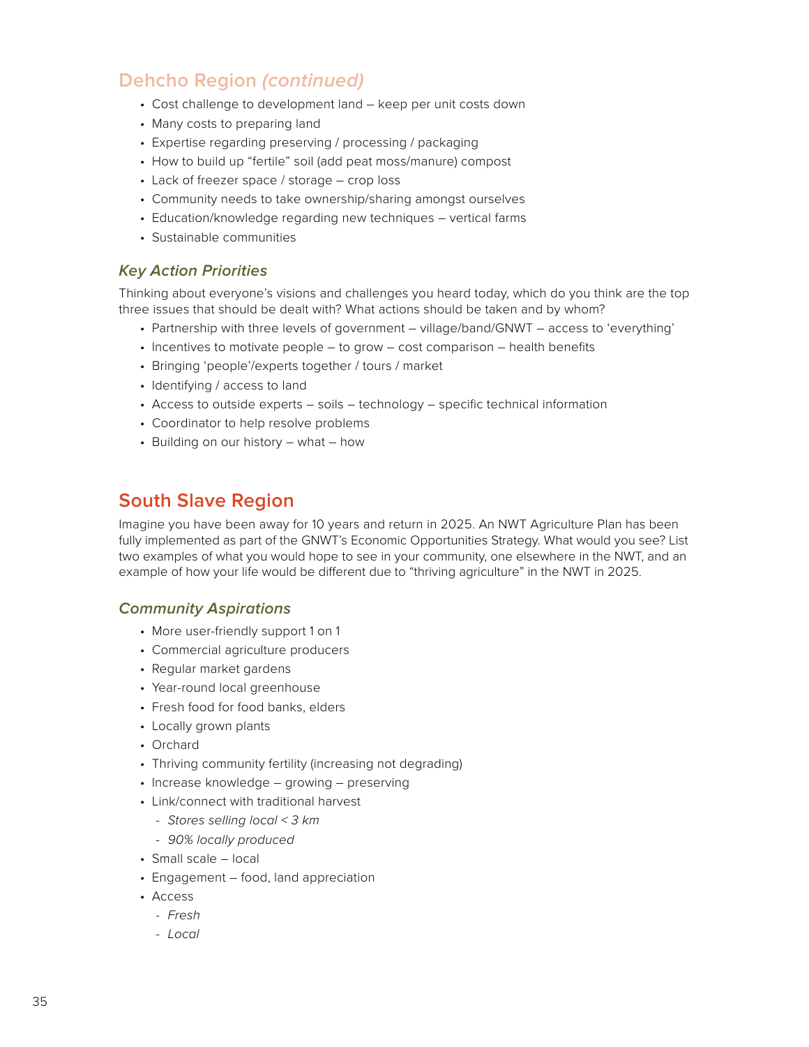## Dehcho Region *(continued)*

- Cost challenge to development land – keep per unit costs down
- Many costs to preparing land
- Expertise regarding preserving / processing / packaging
- How to build up "fertile" soil (add peat moss/manure) compost
- Lack of freezer space / storage – crop loss
- Community needs to take ownership/sharing amongst ourselves
- Education/knowledge regarding new techniques – vertical farms
- Sustainable communities

### *Key Action Priorities*

Thinking about everyone's visions and challenges you heard today, which do you think are the top three issues that should be dealt with? What actions should be taken and by whom?

- Partnership with three levels of government – village/band/GNWT – access to 'everything'
- Incentives to motivate people – to grow – cost comparison – health benefits
- Bringing 'people'/experts together / tours / market
- Identifying / access to land
- Access to outside experts – soils – technology – specific technical information
- Coordinator to help resolve problems
- Building on our history – what – how

## South Slave Region

Imagine you have been away for 10 years and return in 2025. An NWT Agriculture Plan has been fully implemented as part of the GNWT's Economic Opportunities Strategy. What would you see? List two examples of what you would hope to see in your community, one elsewhere in the NWT, and an example of how your life would be different due to "thriving agriculture" in the NWT in 2025.

### *Community Aspirations*

- More user-friendly support 1 on 1
- Commercial agriculture producers
- Regular market gardens
- Year-round local greenhouse
- Fresh food for food banks, elders
- Locally grown plants
- Orchard
- Thriving community fertility (increasing not degrading)
- Increase knowledge – growing – preserving
- Link/connect with traditional harvest
  - *Stores selling local < 3 km*
  - *90% locally produced*
- Small scale – local
- Engagement – food, land appreciation
- Access
  - *Fresh*
  - *Local*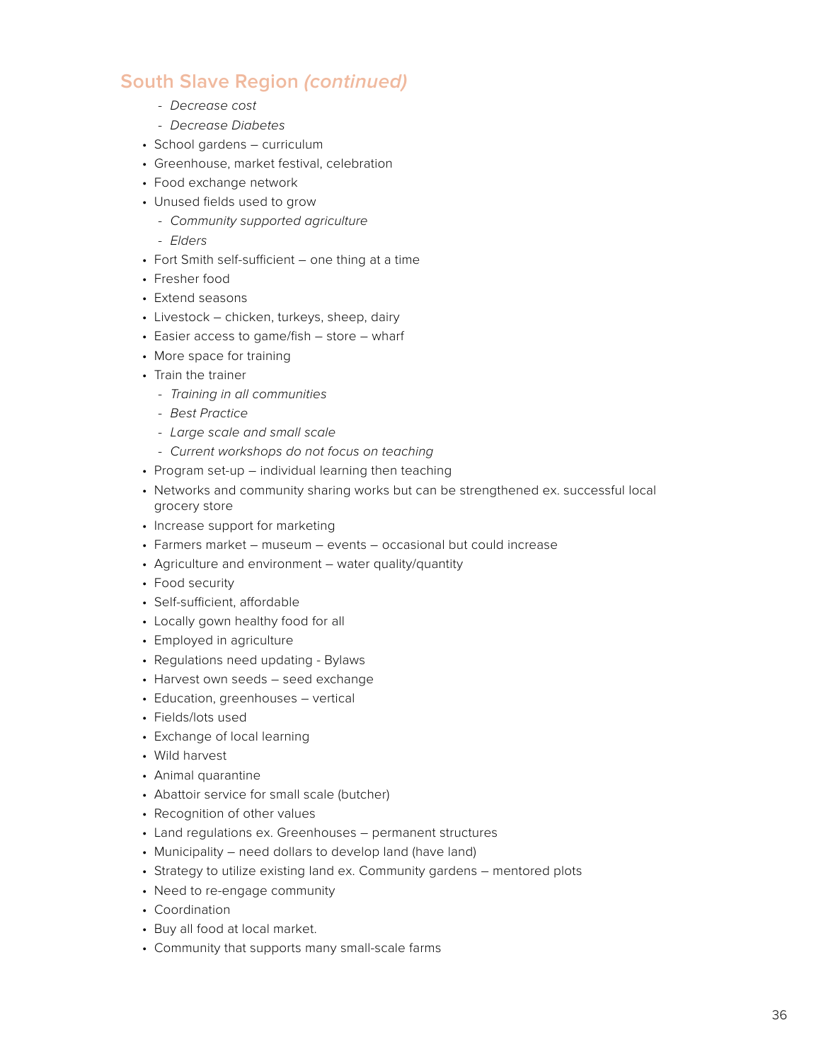## South Slave Region *(continued)*

  - *Decrease cost*
  - *Decrease Diabetes*
- School gardens – curriculum
- Greenhouse, market festival, celebration
- Food exchange network
- Unused fields used to grow
  - *Community supported agriculture*
  - *Elders*
- Fort Smith self-sufficient – one thing at a time
- Fresher food
- Extend seasons
- Livestock – chicken, turkeys, sheep, dairy
- Easier access to game/fish – store – wharf
- More space for training
- Train the trainer
  - *Training in all communities*
  - *Best Practice*
  - *Large scale and small scale*
  - *Current workshops do not focus on teaching*
- Program set-up – individual learning then teaching
- Networks and community sharing works but can be strengthened ex. successful local grocery store
- Increase support for marketing
- Farmers market – museum – events – occasional but could increase
- Agriculture and environment – water quality/quantity
- Food security
- Self-sufficient, affordable
- Locally gown healthy food for all
- Employed in agriculture
- Regulations need updating - Bylaws
- Harvest own seeds – seed exchange
- Education, greenhouses – vertical
- Fields/lots used
- Exchange of local learning
- Wild harvest
- Animal quarantine
- Abattoir service for small scale (butcher)
- Recognition of other values
- Land regulations ex. Greenhouses – permanent structures
- Municipality – need dollars to develop land (have land)
- Strategy to utilize existing land ex. Community gardens – mentored plots
- Need to re-engage community
- Coordination
- Buy all food at local market.
- Community that supports many small-scale farms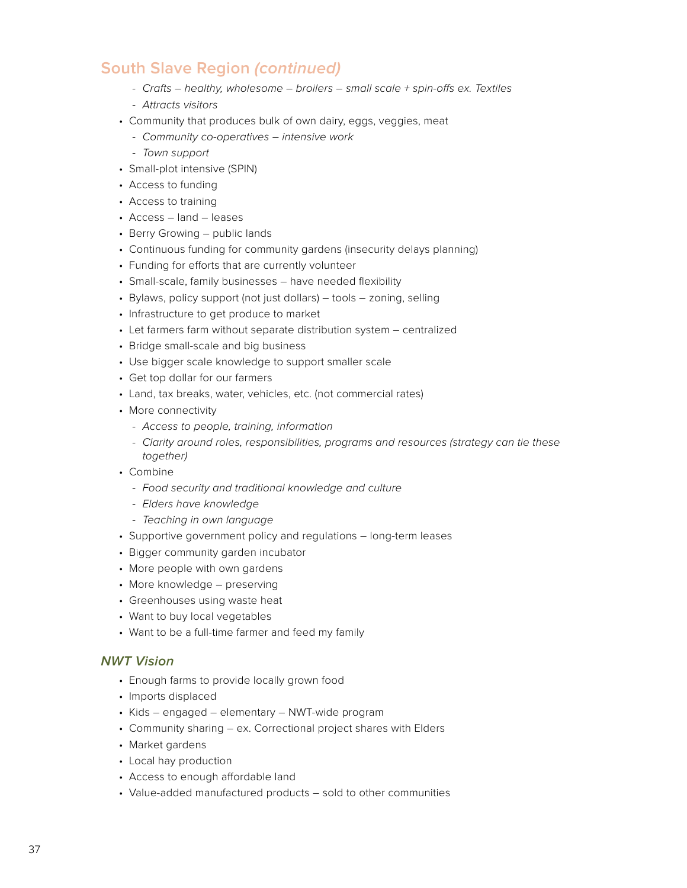## South Slave Region *(continued)*

  - *Crafts – healthy, wholesome – broilers – small scale + spin-offs ex. Textiles*
  - *Attracts visitors*
- Community that produces bulk of own dairy, eggs, veggies, meat
  - *Community co-operatives – intensive work*
  - *Town support*
- Small-plot intensive (SPIN)
- Access to funding
- Access to training
- Access – land – leases
- Berry Growing – public lands
- Continuous funding for community gardens (insecurity delays planning)
- Funding for efforts that are currently volunteer
- Small-scale, family businesses – have needed flexibility
- Bylaws, policy support (not just dollars) – tools – zoning, selling
- Infrastructure to get produce to market
- Let farmers farm without separate distribution system – centralized
- Bridge small-scale and big business
- Use bigger scale knowledge to support smaller scale
- Get top dollar for our farmers
- Land, tax breaks, water, vehicles, etc. (not commercial rates)
- More connectivity
  - *Access to people, training, information*
  - *Clarity around roles, responsibilities, programs and resources (strategy can tie these together)*
- Combine
  - *Food security and traditional knowledge and culture*
  - *Elders have knowledge*
  - *Teaching in own language*
- Supportive government policy and regulations – long-term leases
- Bigger community garden incubator
- More people with own gardens
- More knowledge – preserving
- Greenhouses using waste heat
- Want to buy local vegetables
- Want to be a full-time farmer and feed my family

### *NWT Vision*

- Enough farms to provide locally grown food
- Imports displaced
- Kids – engaged – elementary – NWT-wide program
- Community sharing – ex. Correctional project shares with Elders
- Market gardens
- Local hay production
- Access to enough affordable land
- Value-added manufactured products – sold to other communities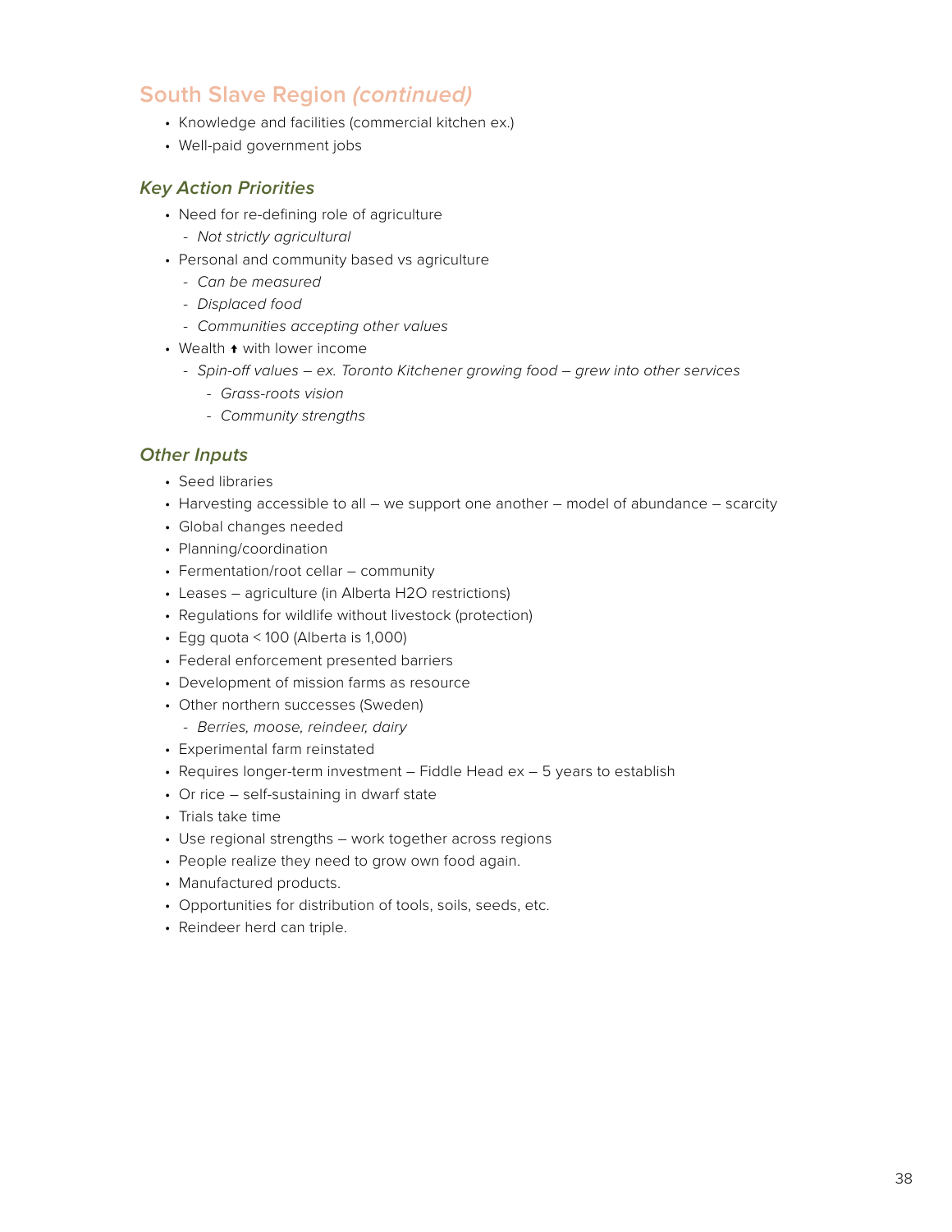## South Slave Region *(continued)*

- Knowledge and facilities (commercial kitchen ex.)
- Well-paid government jobs

### *Key Action Priorities*

- Need for re-defining role of agriculture
  - *Not strictly agricultural*
- Personal and community based vs agriculture
  - *Can be measured*
  - *Displaced food*
  - *Communities accepting other values*
- Wealth ↑ with lower income
  - *Spin-off values – ex. Toronto Kitchener growing food – grew into other services*
    - *Grass-roots vision*
    - *Community strengths*

### *Other Inputs*

- Seed libraries
- Harvesting accessible to all – we support one another – model of abundance – scarcity
- Global changes needed
- Planning/coordination
- Fermentation/root cellar – community
- Leases – agriculture (in Alberta $H_2O$ restrictions)
- Regulations for wildlife without livestock (protection)
- Egg quota < 100 (Alberta is 1,000)
- Federal enforcement presented barriers
- Development of mission farms as resource
- Other northern successes (Sweden)
  - *Berries, moose, reindeer, dairy*
- Experimental farm reinstated
- Requires longer-term investment – Fiddle Head ex – 5 years to establish
- Or rice – self-sustaining in dwarf state
- Trials take time
- Use regional strengths – work together across regions
- People realize they need to grow own food again.
- Manufactured products.
- Opportunities for distribution of tools, soils, seeds, etc.
- Reindeer herd can triple.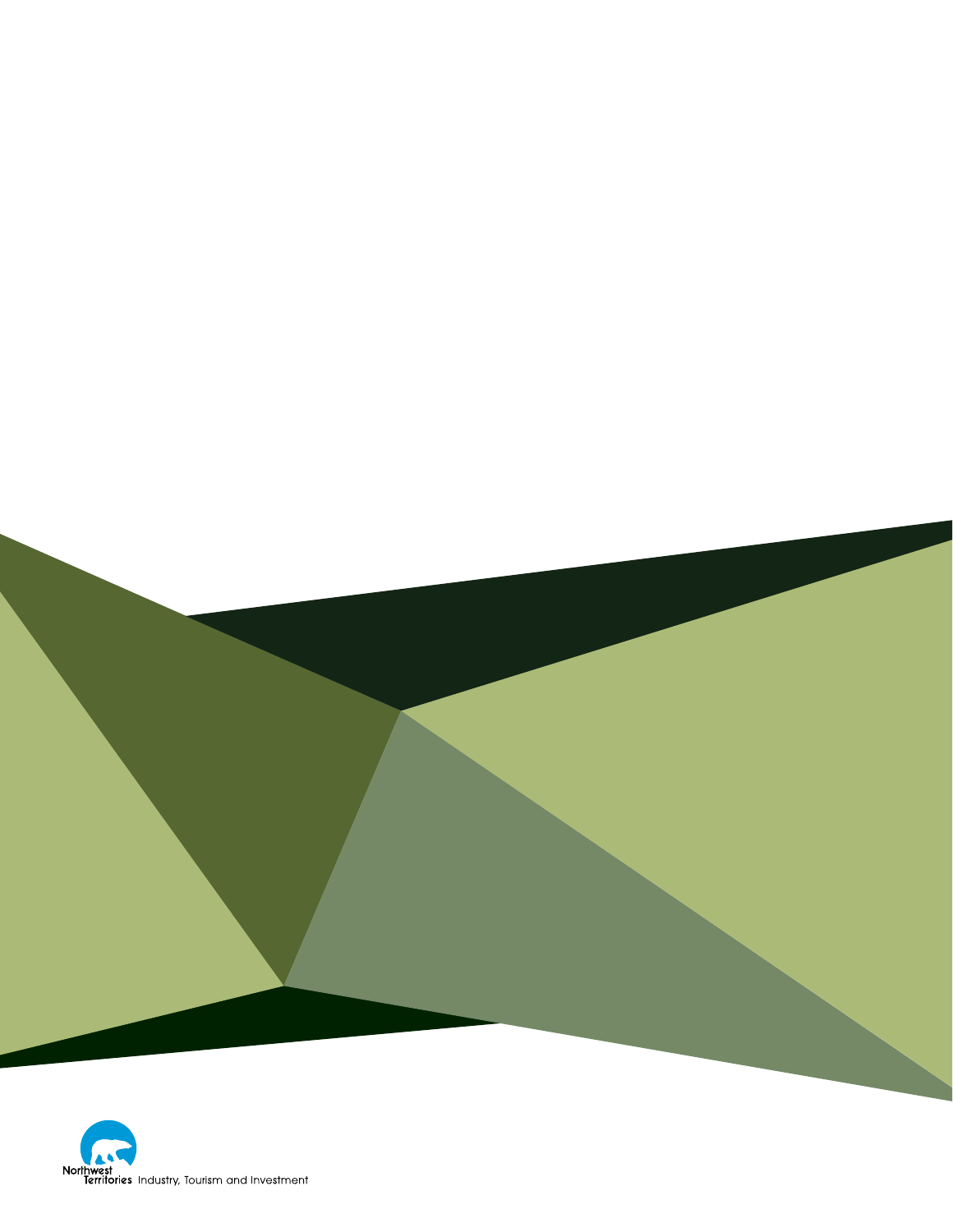Northwest Territories Industry, Tourism and Investment